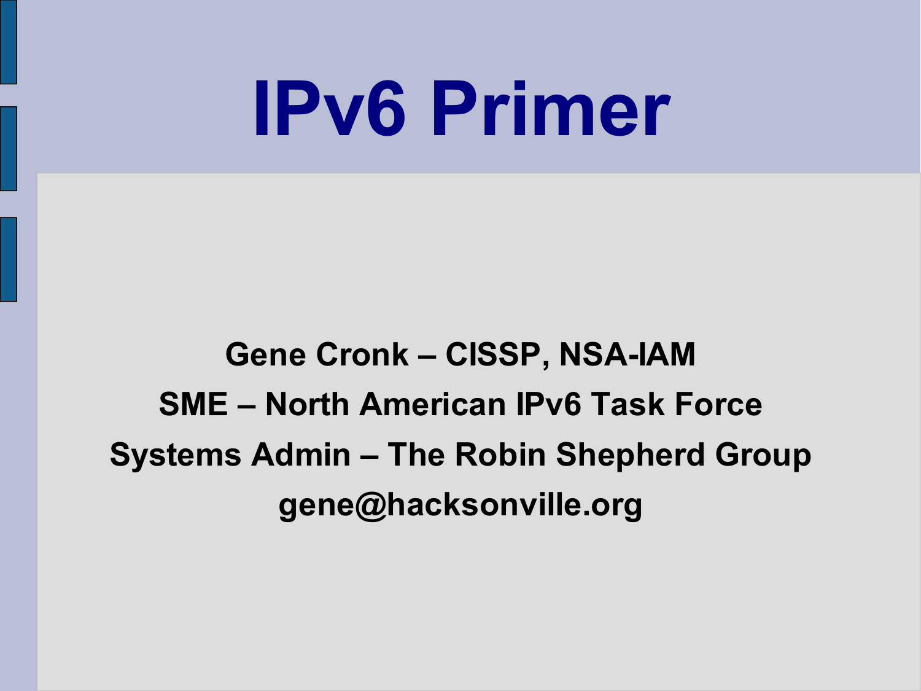# IPv6 Primer

**Gene Cronk – CISSP, NSA-IAM**

**SME – North American IPv6 Task Force**

**Systems Admin – The Robin Shepherd Group**

**gene@hacksonville.org**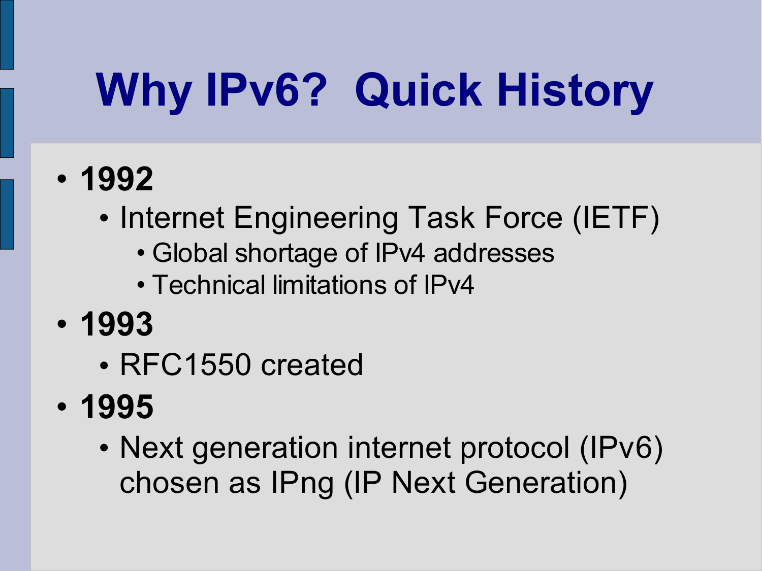# Why IPv6? Quick History

- **1992**
  - Internet Engineering Task Force (IETF)
    - Global shortage of IPv4 addresses
    - Technical limitations of IPv4
- **1993**
  - RFC1550 created
- **1995**
  - Next generation internet protocol (IPv6) chosen as IPng (IP Next Generation)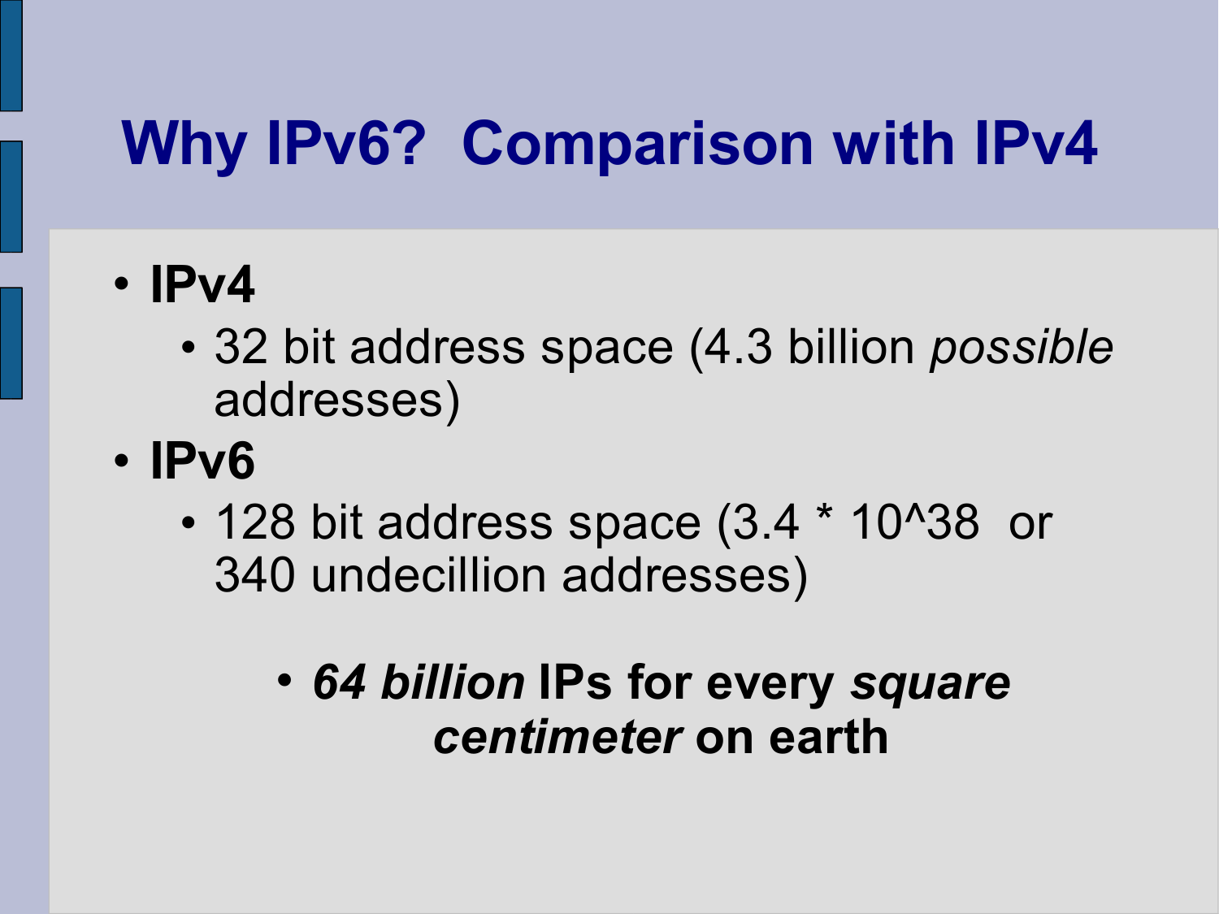# Why IPv6? Comparison with IPv4

- **IPv4**
  - 32 bit address space (4.3 billion *possible* addresses)
- **IPv6**
  - 128 bit address space (3.4 * 10^38 or 340 undecillion addresses)
    - ***64 billion* IPs for every *square centimeter* on earth**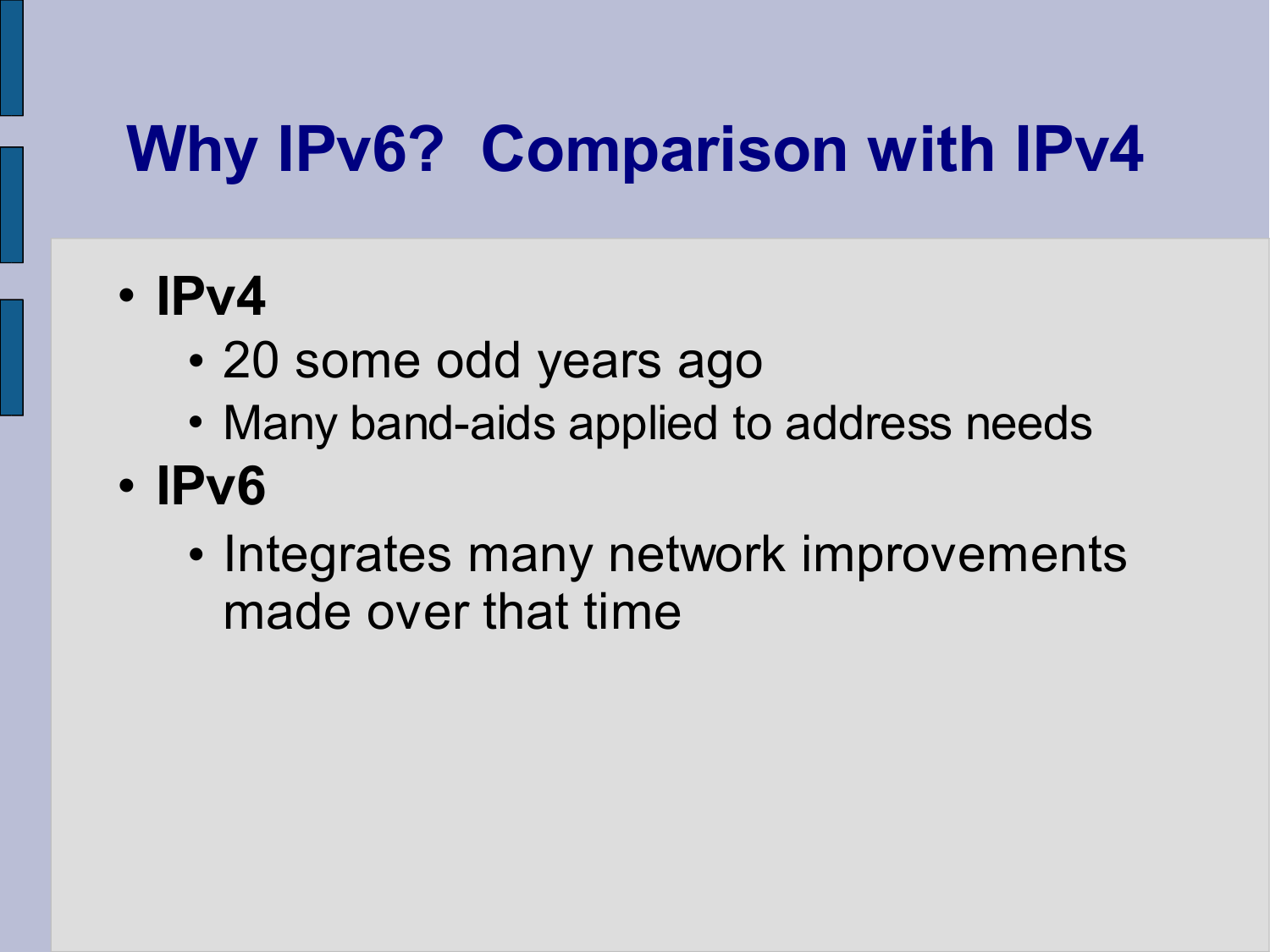# Why IPv6? Comparison with IPv4

- **IPv4**
  - 20 some odd years ago
  - Many band-aids applied to address needs
- **IPv6**
  - Integrates many network improvements made over that time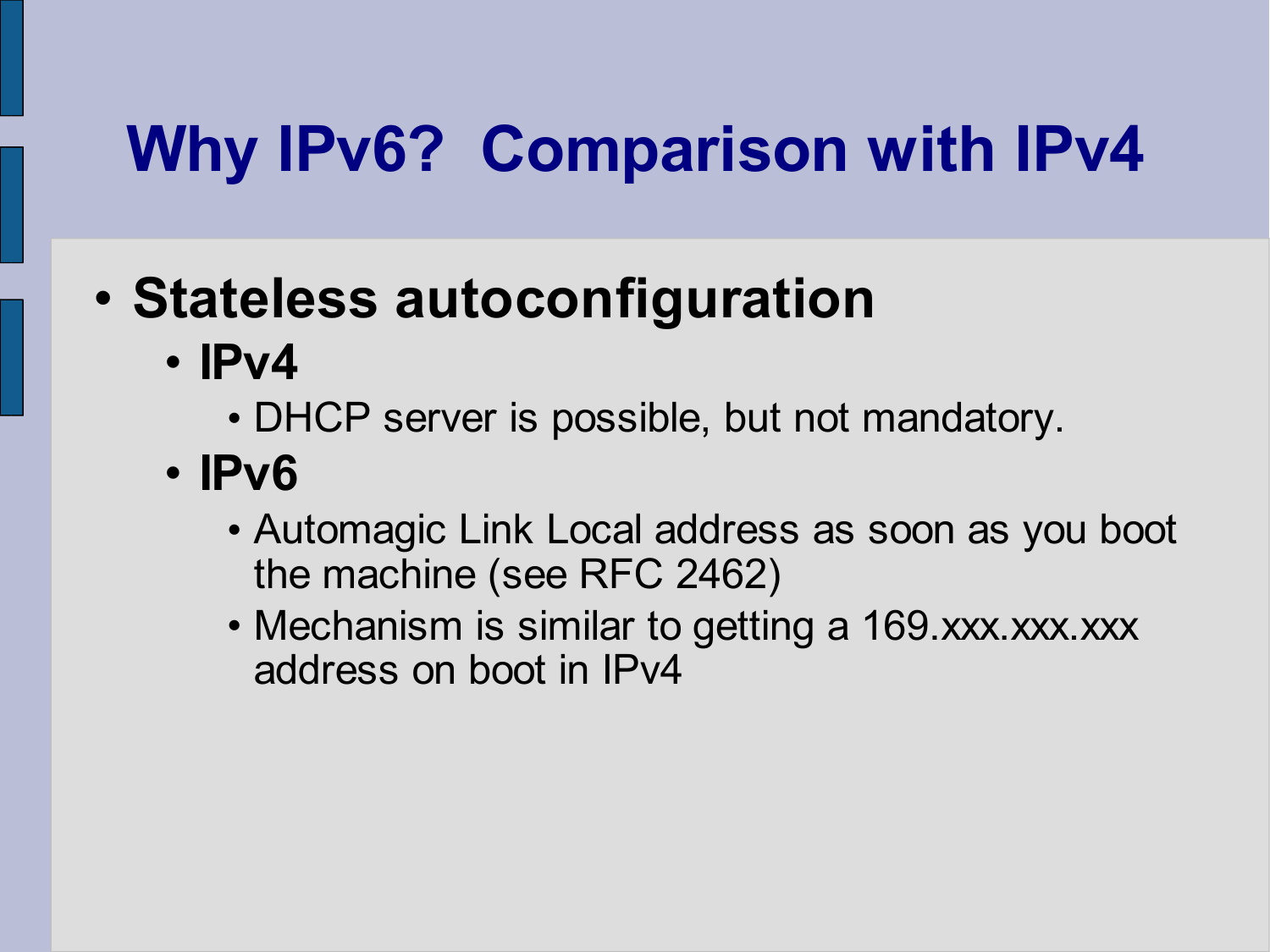# Why IPv6? Comparison with IPv4

- **Stateless autoconfiguration**
  - **IPv4**
    - DHCP server is possible, but not mandatory.
  - **IPv6**
    - Automagic Link Local address as soon as you boot the machine (see RFC 2462)
    - Mechanism is similar to getting a 169.xxx.xxx.xxx address on boot in IPv4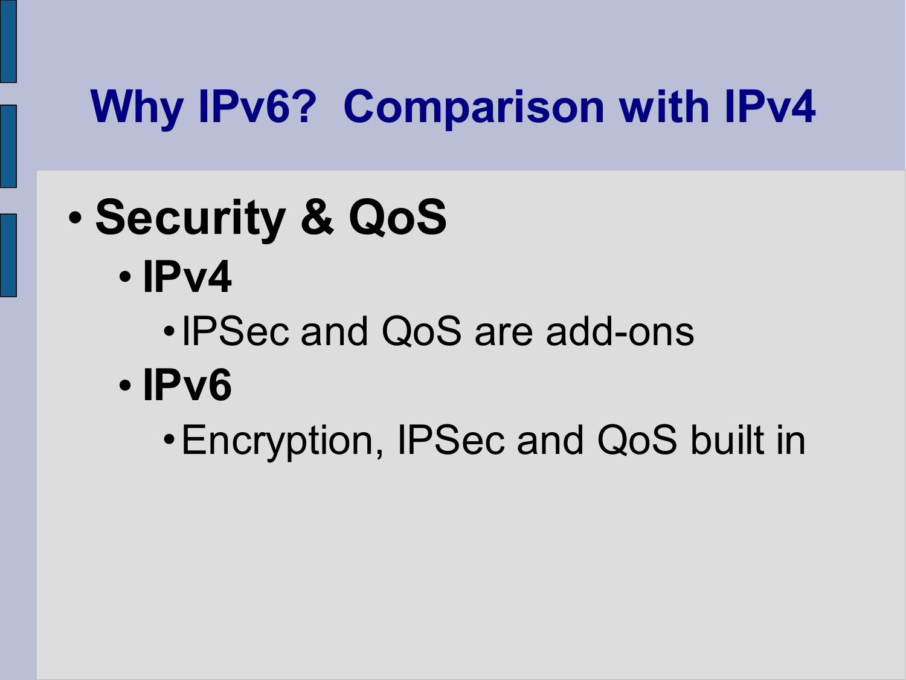# Why IPv6? Comparison with IPv4

- **Security & QoS**
  - **IPv4**
    - IPSec and QoS are add-ons
  - **IPv6**
    - Encryption, IPSec and QoS built in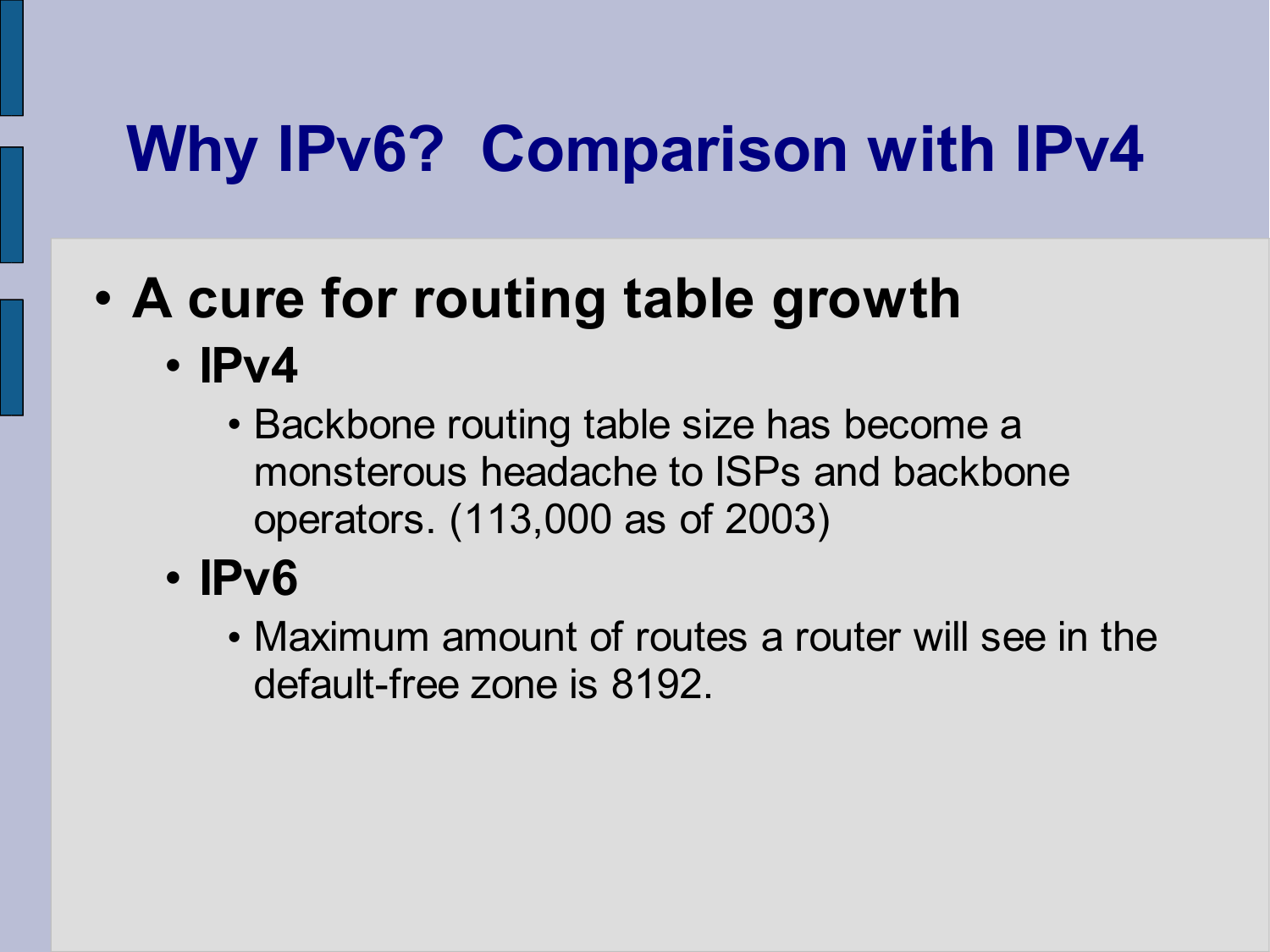# Why IPv6? Comparison with IPv4

- **A cure for routing table growth**
  - **IPv4**
    - Backbone routing table size has become a monsterous headache to ISPs and backbone operators. (113,000 as of 2003)
  - **IPv6**
    - Maximum amount of routes a router will see in the default-free zone is 8192.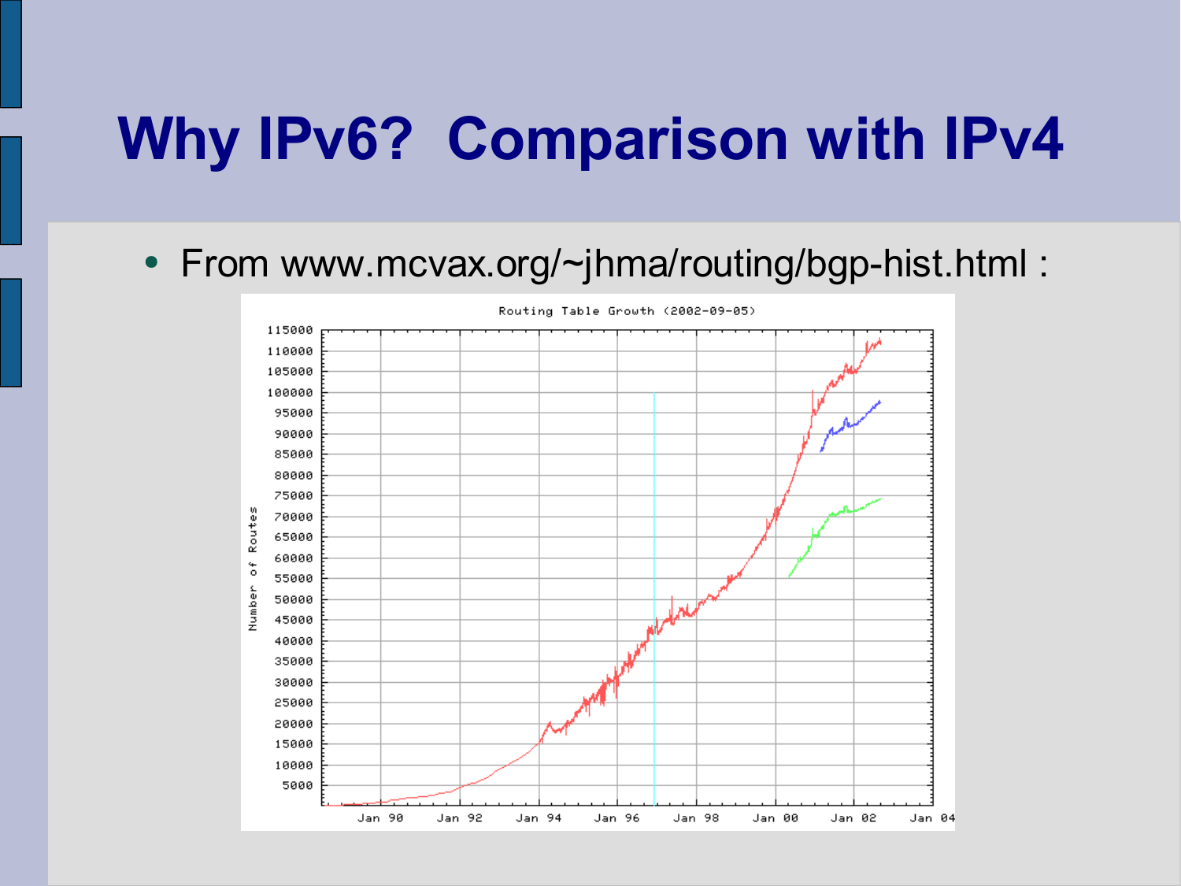# Why IPv6? Comparison with IPv4

- From www.mcvax.org/~jhma/routing/bgp-hist.html :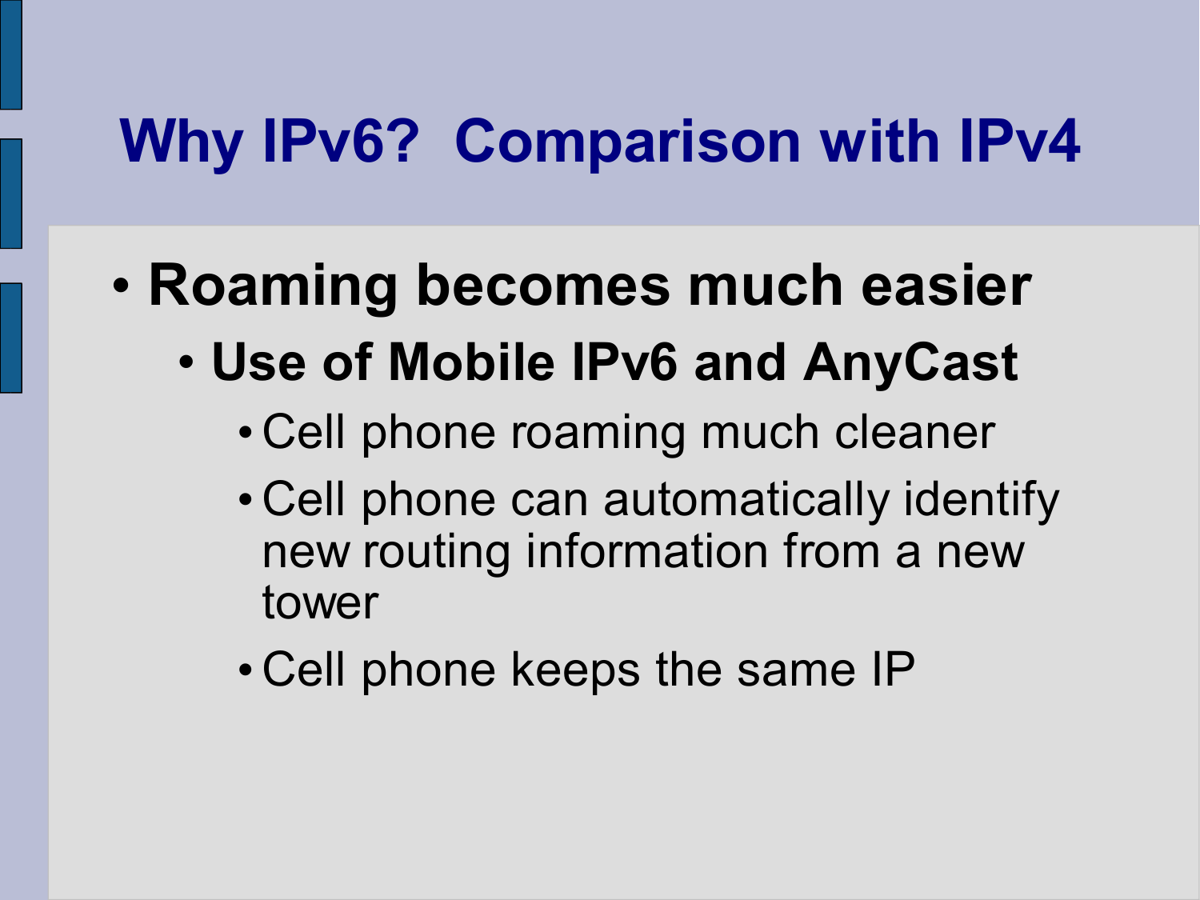# Why IPv6? Comparison with IPv4

- **Roaming becomes much easier**
  - **Use of Mobile IPv6 and AnyCast**
    - Cell phone roaming much cleaner
    - Cell phone can automatically identify new routing information from a new tower
    - Cell phone keeps the same IP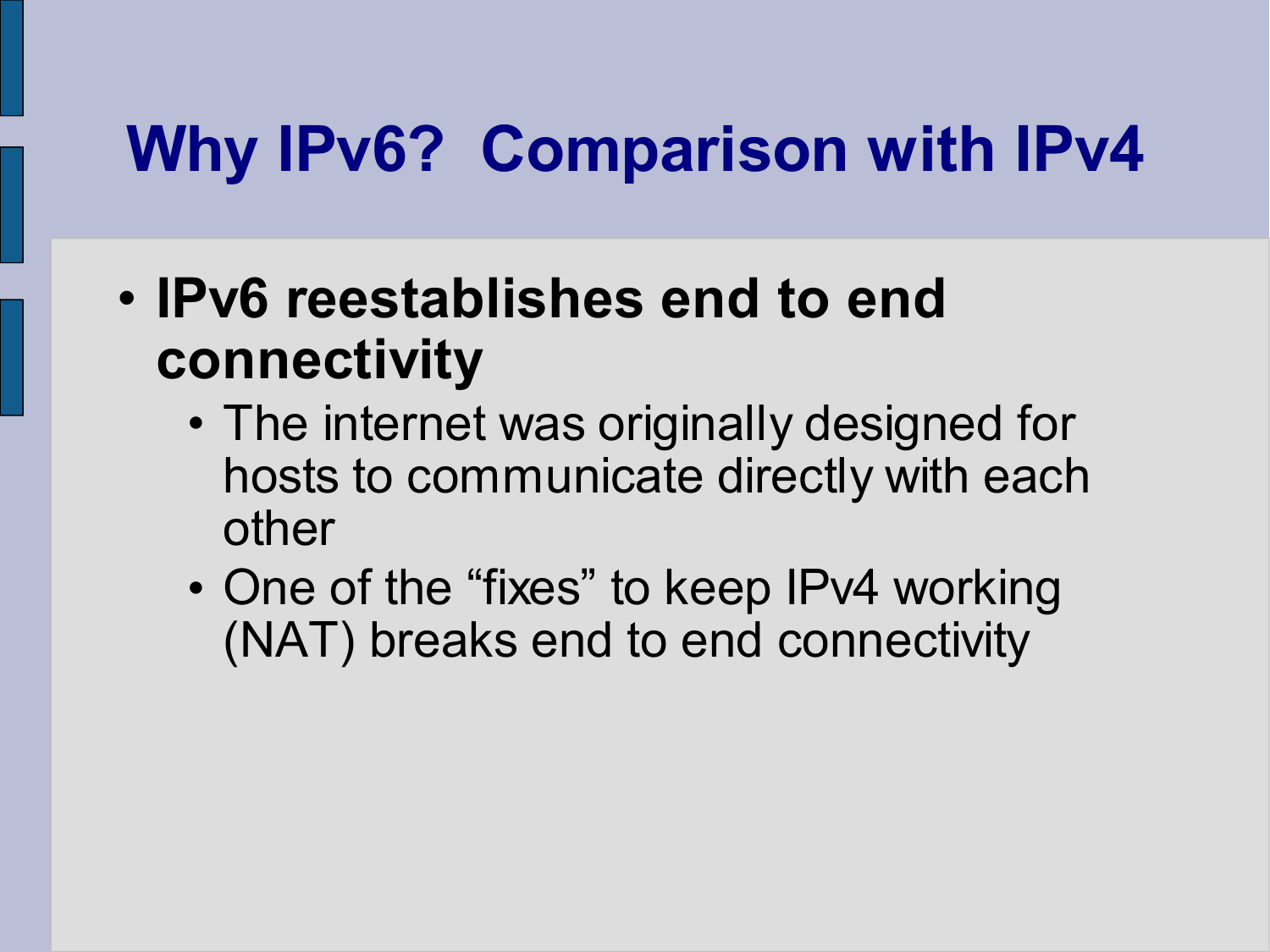# Why IPv6? Comparison with IPv4

- **IPv6 reestablishes end to end connectivity**
  - The internet was originally designed for hosts to communicate directly with each other
  - One of the “fixes” to keep IPv4 working (NAT) breaks end to end connectivity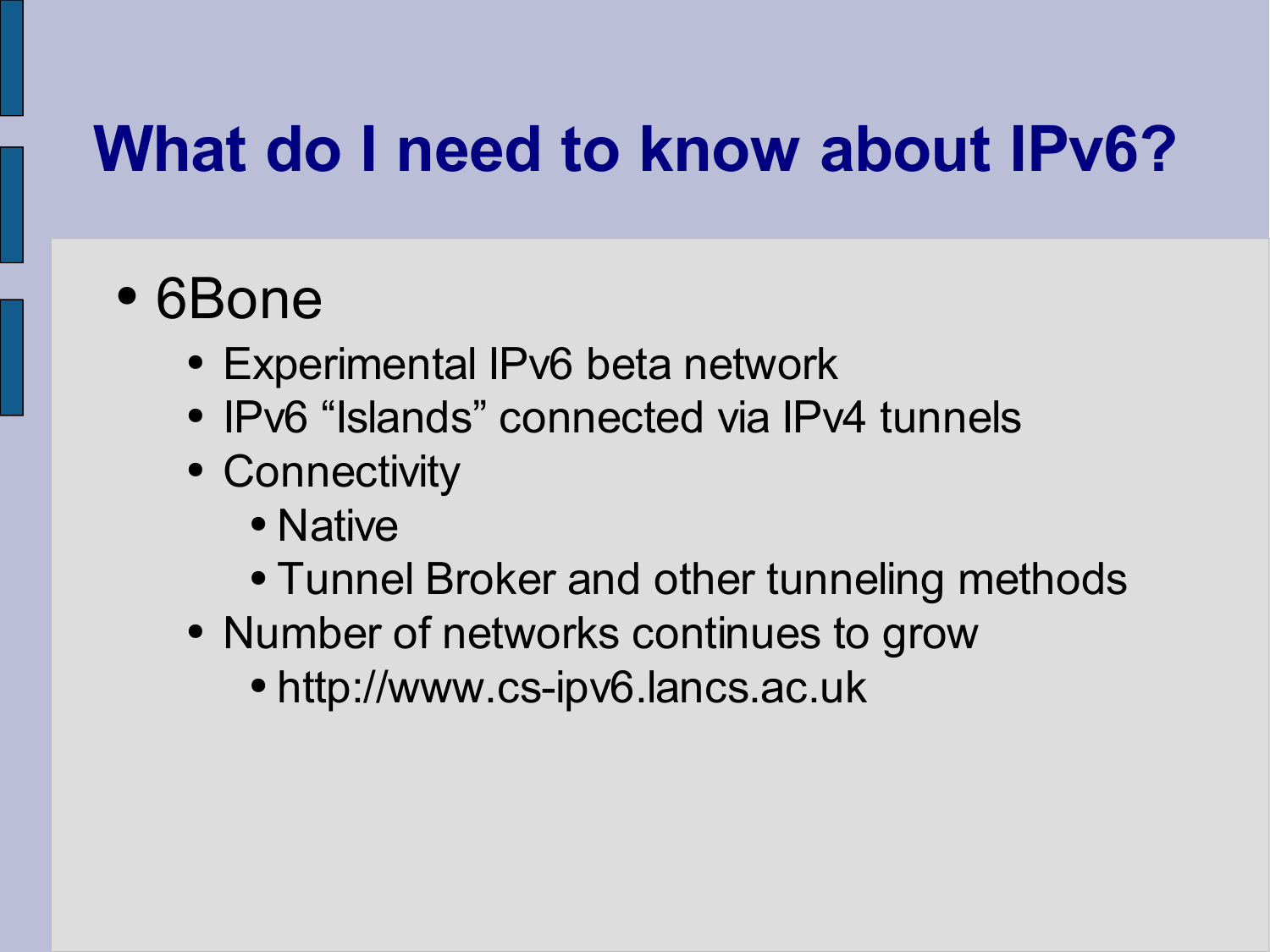# What do I need to know about IPv6?

- 6Bone
  - Experimental IPv6 beta network
  - IPv6 “Islands” connected via IPv4 tunnels
  - Connectivity
    - Native
    - Tunnel Broker and other tunneling methods
  - Number of networks continues to grow
    - http://www.cs-ipv6.lancs.ac.uk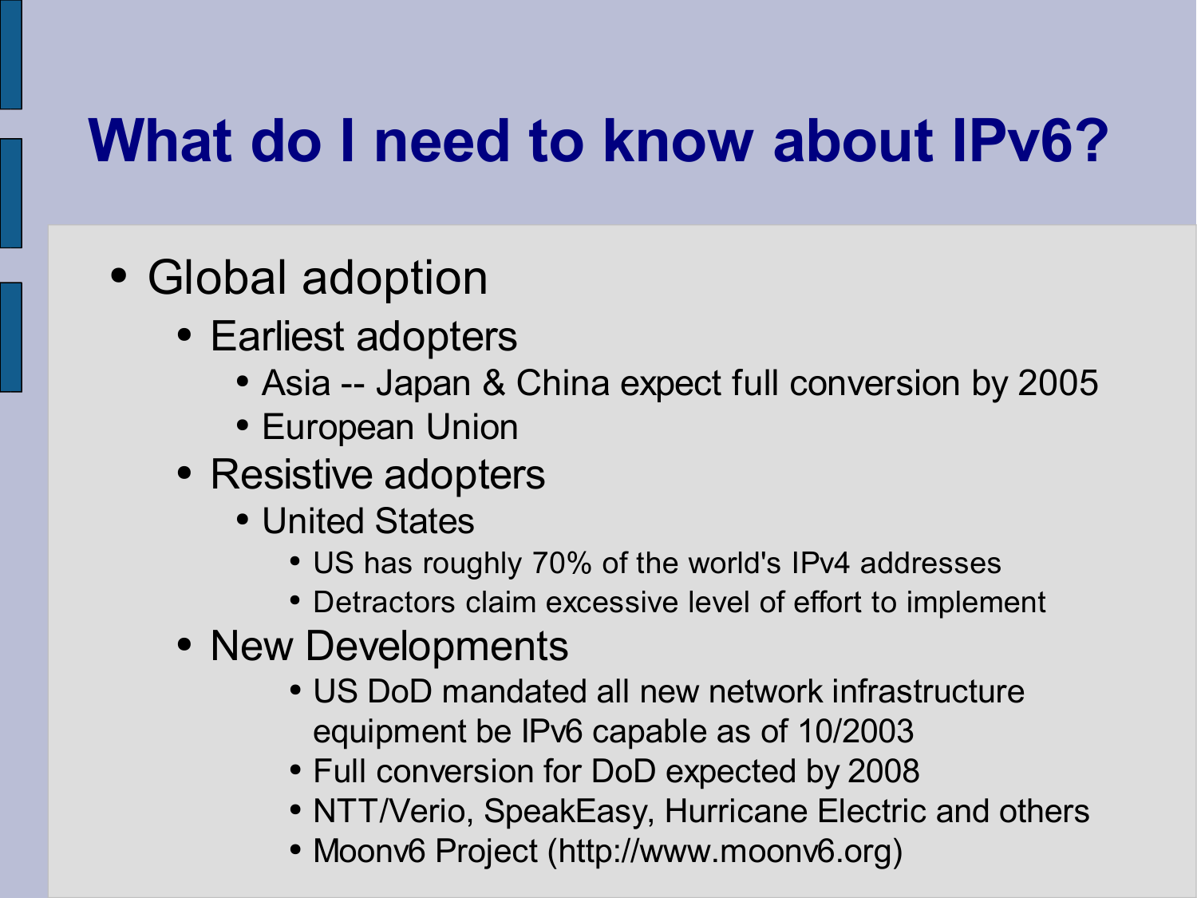# What do I need to know about IPv6?

- Global adoption
  - Earliest adopters
    - Asia -- Japan & China expect full conversion by 2005
    - European Union
  - Resistive adopters
    - United States
      - US has roughly 70% of the world's IPv4 addresses
      - Detractors claim excessive level of effort to implement
  - New Developments
      - US DoD mandated all new network infrastructure equipment be IPv6 capable as of 10/2003
      - Full conversion for DoD expected by 2008
      - NTT/Verio, SpeakEasy, Hurricane Electric and others
      - Moonv6 Project (http://www.moonv6.org)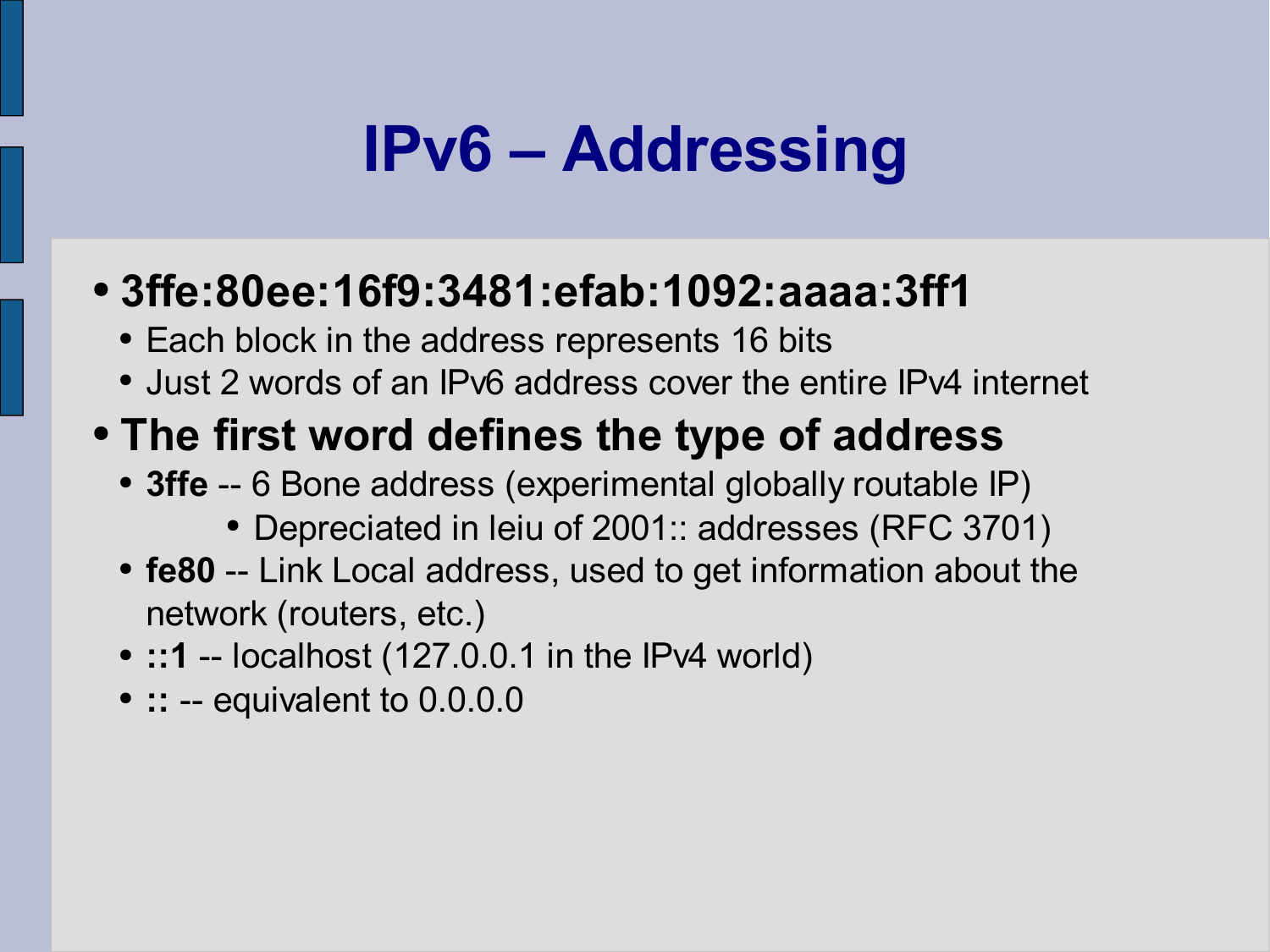# IPv6 – Addressing

- **3ffe:80ee:16f9:3481:efab:1092:aaaa:3ff1**
  - Each block in the address represents 16 bits
  - Just 2 words of an IPv6 address cover the entire IPv4 internet
- **The first word defines the type of address**
  - **3ffe** -- 6 Bone address (experimental globally routable IP)
    - Depreciated in leiu of 2001:: addresses (RFC 3701)
  - **fe80** -- Link Local address, used to get information about the network (routers, etc.)
  - **::1** -- localhost (127.0.0.1 in the IPv4 world)
  - **::** -- equivalent to 0.0.0.0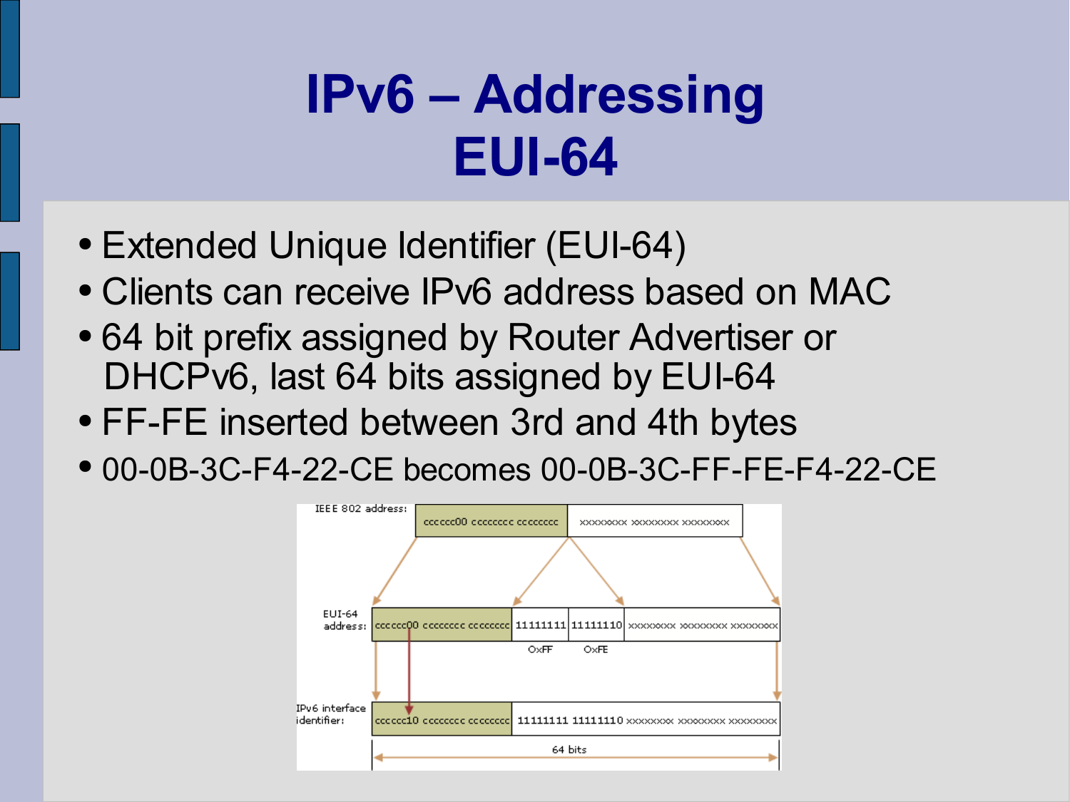# IPv6 – Addressing EUI-64

- Extended Unique Identifier (EUI-64)
- Clients can receive IPv6 address based on MAC
- 64 bit prefix assigned by Router Advertiser or DHCPv6, last 64 bits assigned by EUI-64
- FF-FE inserted between 3rd and 4th bytes
- 00-0B-3C-F4-22-CE becomes 00-0B-3C-FF-FE-F4-22-CE

IEEE 802 address: cccccc00 cccccccc cccccccc xxxxxxxx xxxxxxxx xxxxxxxx

EUI-64 address: cccccc00 cccccccc cccccccc 11111111 11111110 xxxxxxxx xxxxxxxx xxxxxxxx

0xFF 0xFE

IPv6 interface identifier: cccccc10 cccccccc cccccccc 11111111 11111110 xxxxxxxx xxxxxxxx xxxxxxxx

64 bits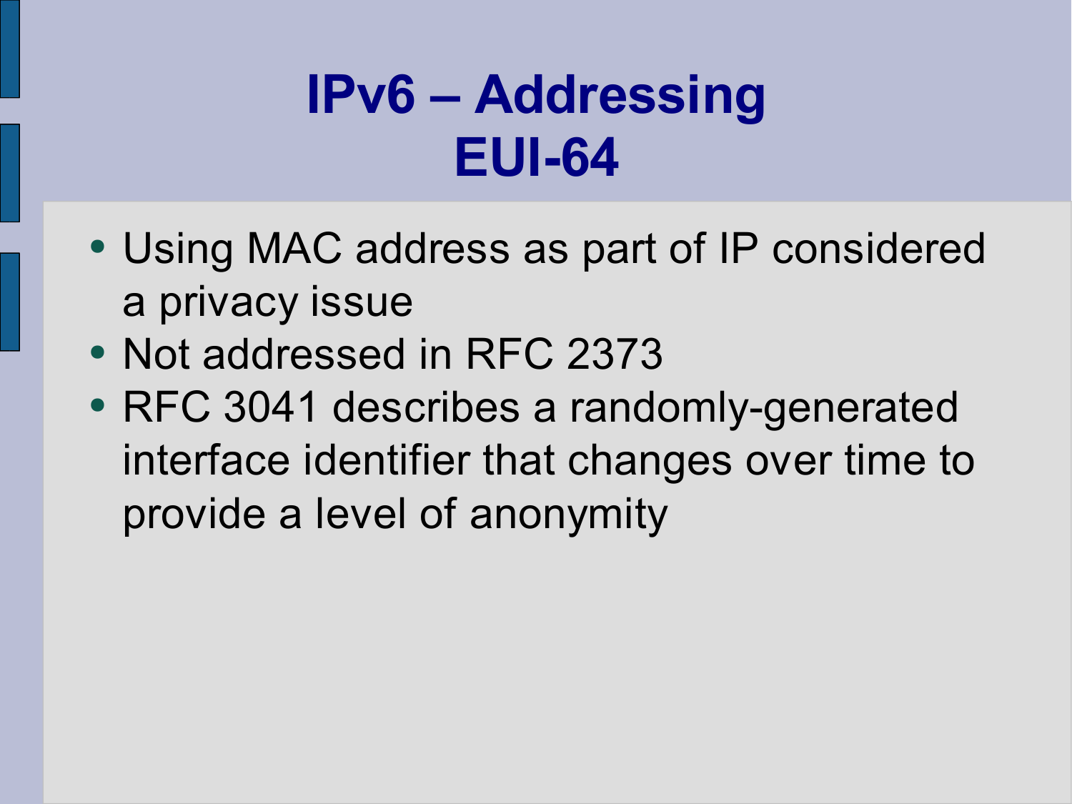# IPv6 – Addressing EUI-64

- Using MAC address as part of IP considered a privacy issue
- Not addressed in RFC 2373
- RFC 3041 describes a randomly-generated interface identifier that changes over time to provide a level of anonymity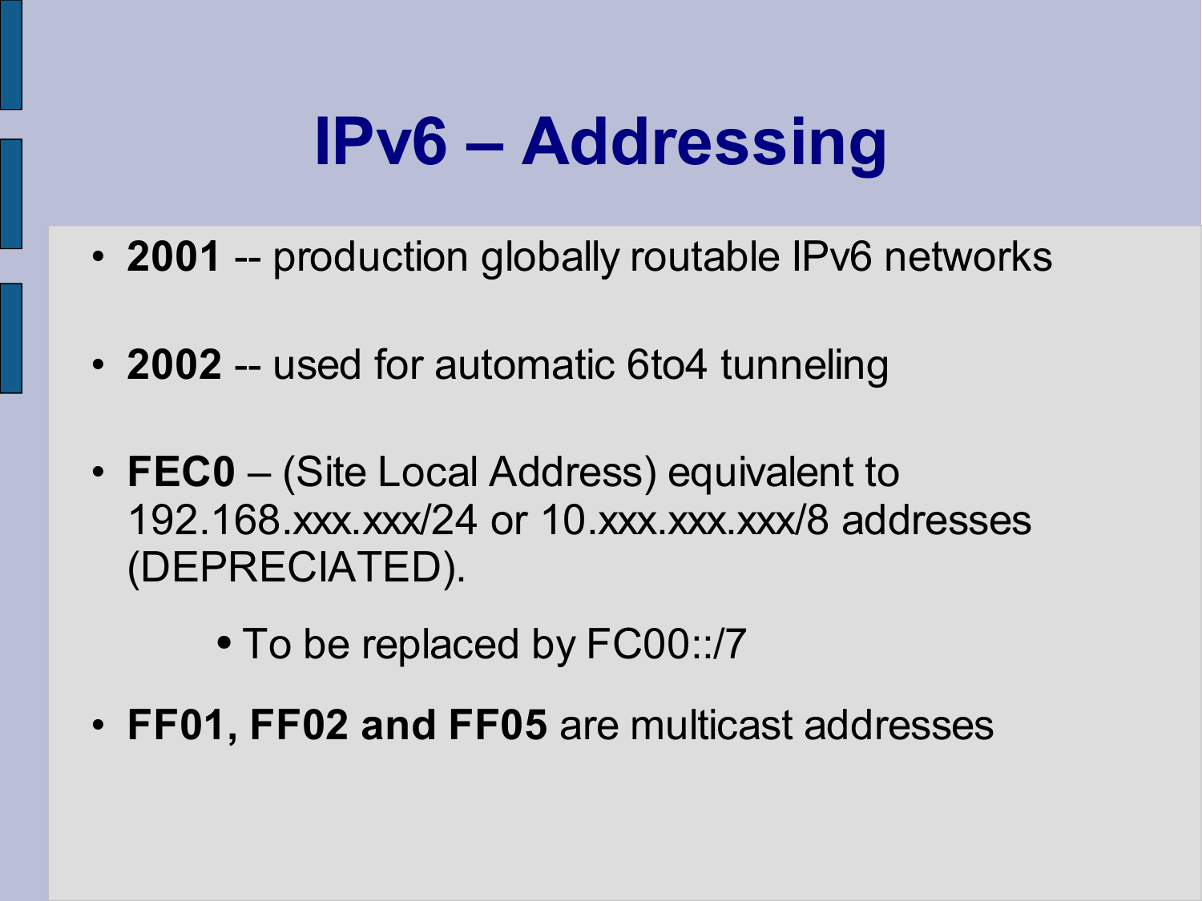# IPv6 – Addressing

- **2001** -- production globally routable IPv6 networks
- **2002** -- used for automatic 6to4 tunneling
- **FEC0** – (Site Local Address) equivalent to 192.168.xxx.xxx/24 or 10.xxx.xxx.xxx/8 addresses (DEPRECIATED).
  - To be replaced by FC00::/7
- **FF01, FF02 and FF05** are multicast addresses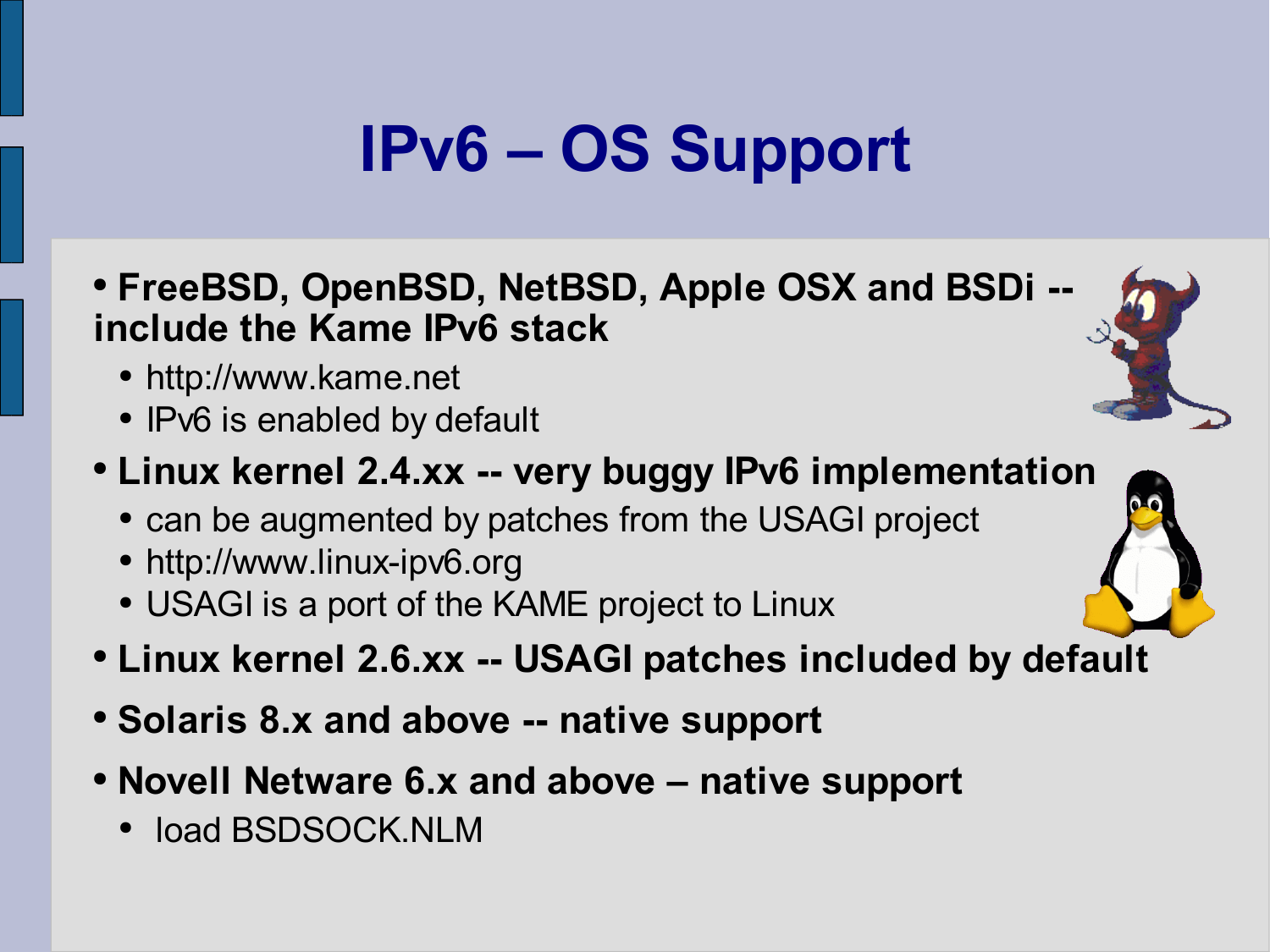# IPv6 – OS Support

- **FreeBSD, OpenBSD, NetBSD, Apple OSX and BSDi -- include the Kame IPv6 stack**
  - http://www.kame.net
  - IPv6 is enabled by default
- **Linux kernel 2.4.xx -- very buggy IPv6 implementation**
  - can be augmented by patches from the USAGI project
  - http://www.linux-ipv6.org
  - USAGI is a port of the KAME project to Linux
- **Linux kernel 2.6.xx -- USAGI patches included by default**
- **Solaris 8.x and above -- native support**
- **Novell Netware 6.x and above – native support**
  - load BSDSOCK.NLM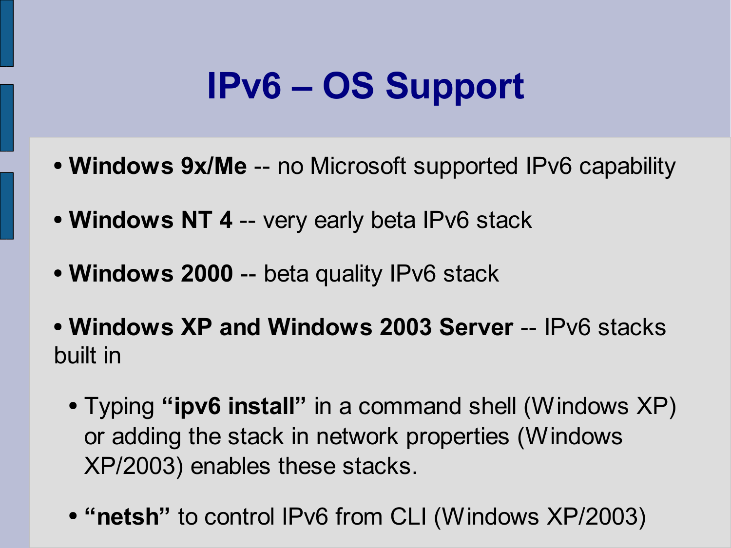# IPv6 – OS Support

- **Windows 9x/Me** -- no Microsoft supported IPv6 capability
- **Windows NT 4** -- very early beta IPv6 stack
- **Windows 2000** -- beta quality IPv6 stack
- **Windows XP and Windows 2003 Server** -- IPv6 stacks built in
  - Typing **"ipv6 install"** in a command shell (Windows XP) or adding the stack in network properties (Windows XP/2003) enables these stacks.
  - **"netsh"** to control IPv6 from CLI (Windows XP/2003)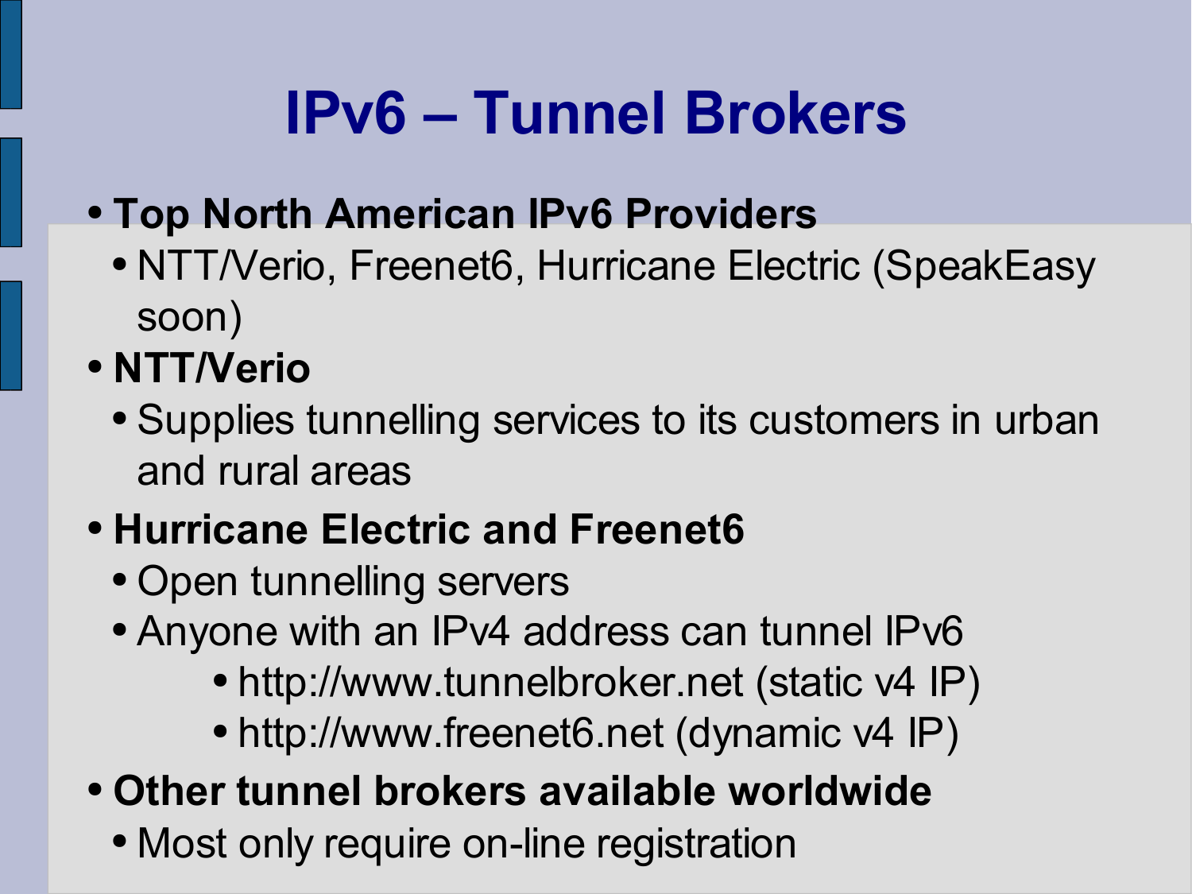# IPv6 – Tunnel Brokers

- **Top North American IPv6 Providers**
  - NTT/Verio, Freenet6, Hurricane Electric (SpeakEasy soon)
- **NTT/Verio**
  - Supplies tunnelling services to its customers in urban and rural areas
- **Hurricane Electric and Freenet6**
  - Open tunnelling servers
  - Anyone with an IPv4 address can tunnel IPv6
    - http://www.tunnelbroker.net (static v4 IP)
    - http://www.freenet6.net (dynamic v4 IP)
- **Other tunnel brokers available worldwide**
  - Most only require on-line registration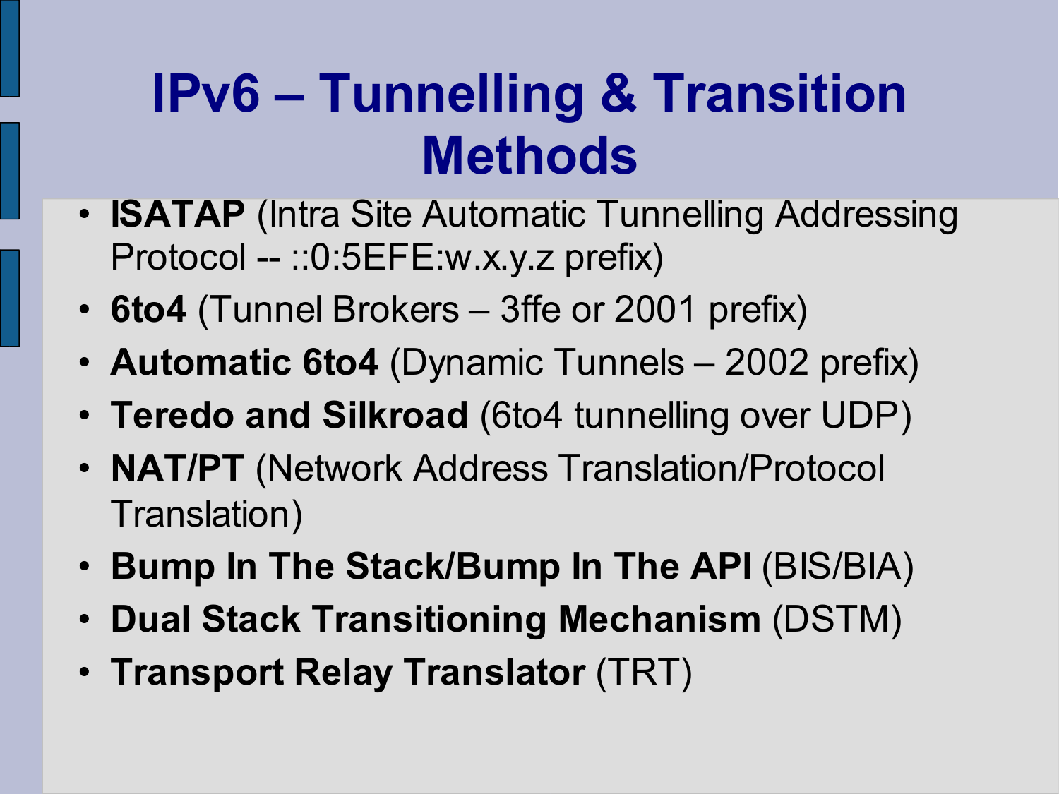# IPv6 – Tunnelling & Transition Methods

- **ISATAP** (Intra Site Automatic Tunnelling Addressing Protocol -- ::0:5EFE:w.x.y.z prefix)
- **6to4** (Tunnel Brokers – 3ffe or 2001 prefix)
- **Automatic 6to4** (Dynamic Tunnels – 2002 prefix)
- **Teredo and Silkroad** (6to4 tunnelling over UDP)
- **NAT/PT** (Network Address Translation/Protocol Translation)
- **Bump In The Stack/Bump In The API** (BIS/BIA)
- **Dual Stack Transitioning Mechanism** (DSTM)
- **Transport Relay Translator** (TRT)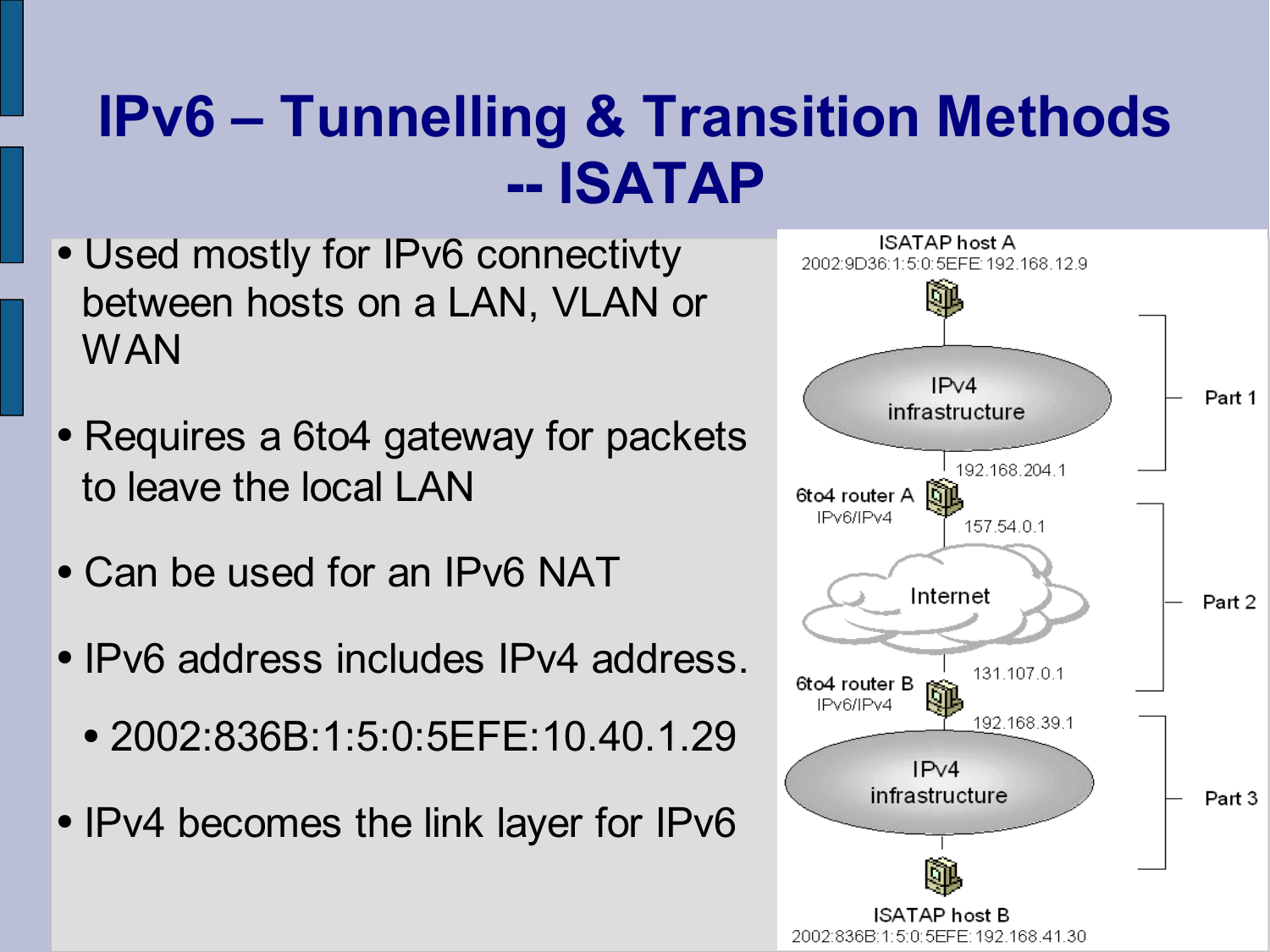# IPv6 – Tunnelling & Transition Methods -- ISATAP

- Used mostly for IPv6 connectivty between hosts on a LAN, VLAN or WAN
- Requires a 6to4 gateway for packets to leave the local LAN
- Can be used for an IPv6 NAT
- IPv6 address includes IPv4 address.
  - 2002:836B:1:5:0:5EFE:10.40.1.29
- IPv4 becomes the link layer for IPv6

ISATAP host A
2002:9D36:1:5:0:5EFE:192.168.12.9

IPv4 infrastructure

192.168.204.1

6to4 router A
IPv6/IPv4

157.54.0.1

Internet

131.107.0.1

6to4 router B
IPv6/IPv4

192.168.39.1

IPv4 infrastructure

ISATAP host B
2002:836B:1:5:0:5EFE:192.168.41.30

Part 1

Part 2

Part 3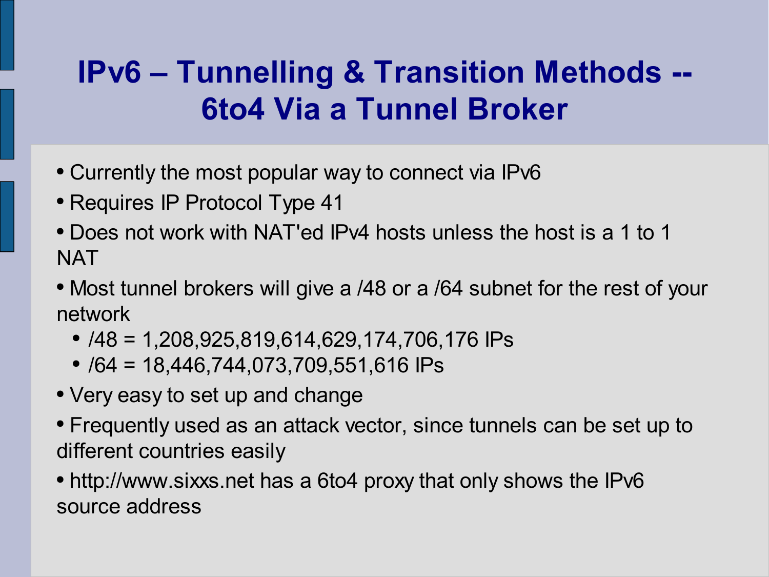# IPv6 – Tunnelling & Transition Methods -- 6to4 Via a Tunnel Broker

- Currently the most popular way to connect via IPv6
- Requires IP Protocol Type 41
- Does not work with NAT'ed IPv4 hosts unless the host is a 1 to 1 NAT
- Most tunnel brokers will give a /48 or a /64 subnet for the rest of your network
  - /48 = 1,208,925,819,614,629,174,706,176 IPs
  - /64 = 18,446,744,073,709,551,616 IPs
- Very easy to set up and change
- Frequently used as an attack vector, since tunnels can be set up to different countries easily
- http://www.sixxs.net has a 6to4 proxy that only shows the IPv6 source address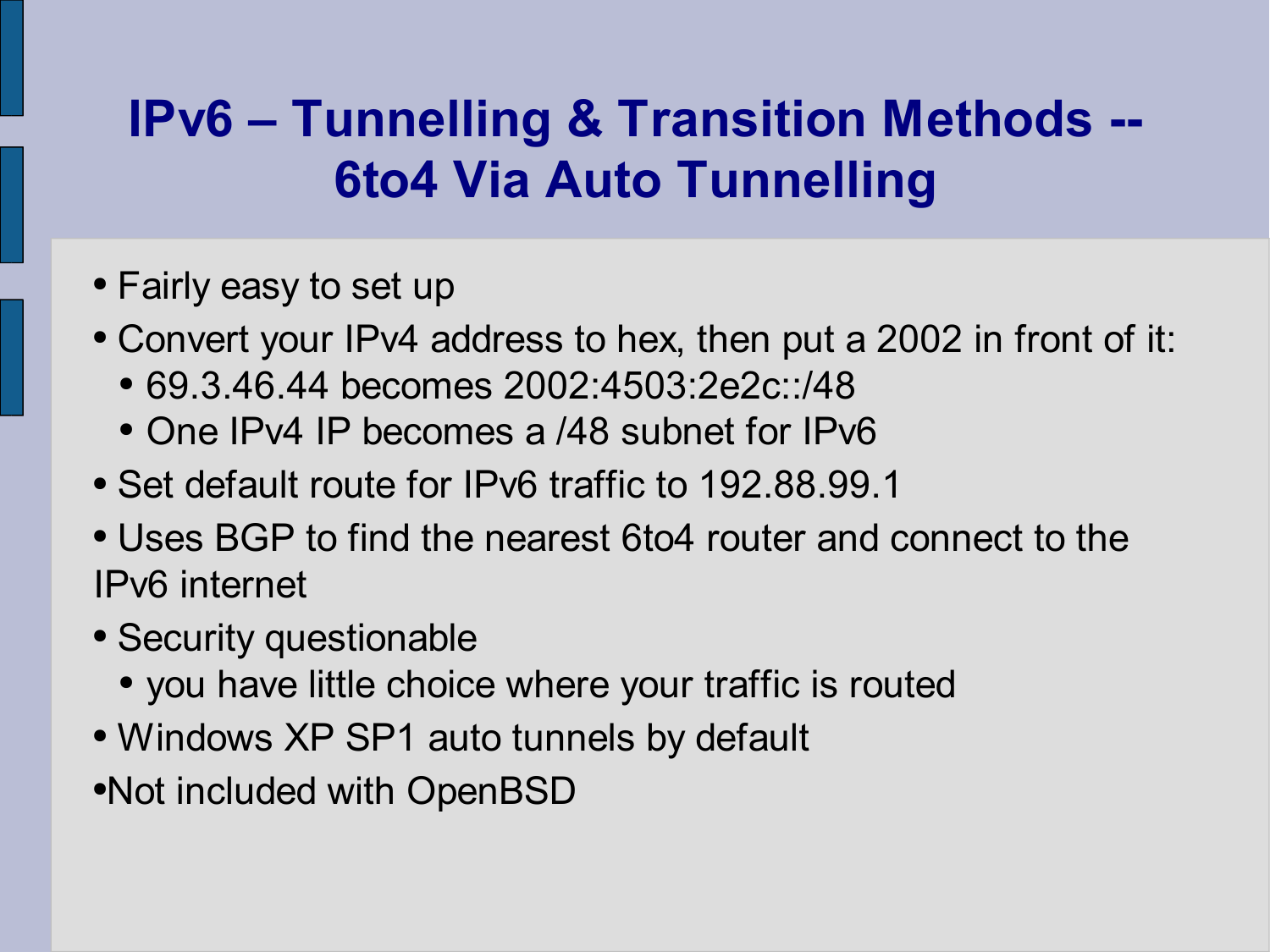# IPv6 – Tunnelling & Transition Methods -- 6to4 Via Auto Tunnelling

- Fairly easy to set up
- Convert your IPv4 address to hex, then put a 2002 in front of it:
  - 69.3.46.44 becomes 2002:4503:2e2c::/48
  - One IPv4 IP becomes a /48 subnet for IPv6
- Set default route for IPv6 traffic to 192.88.99.1
- Uses BGP to find the nearest 6to4 router and connect to the IPv6 internet
- Security questionable
  - you have little choice where your traffic is routed
- Windows XP SP1 auto tunnels by default
- Not included with OpenBSD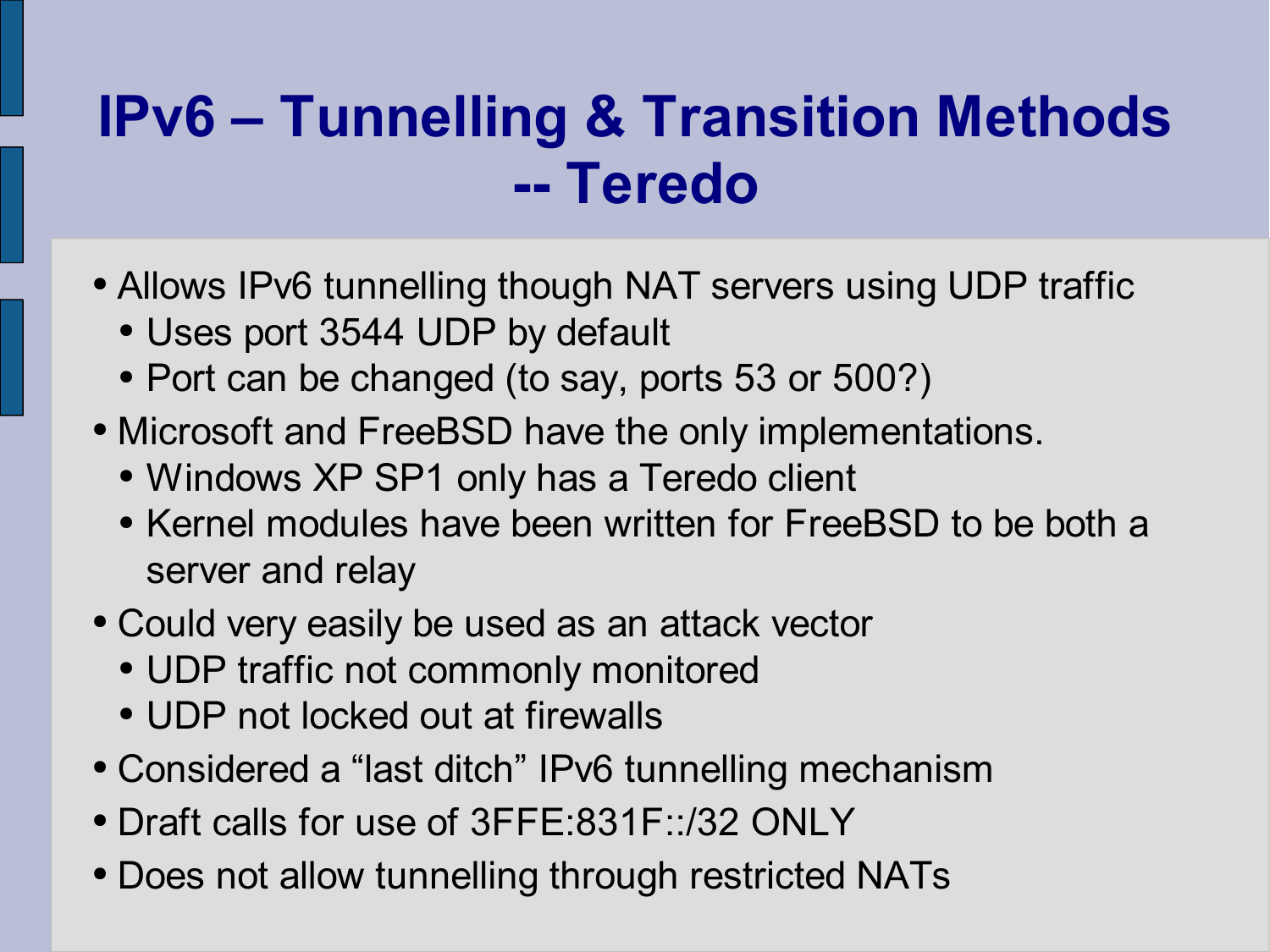# IPv6 – Tunnelling & Transition Methods -- Teredo

- Allows IPv6 tunnelling though NAT servers using UDP traffic
  - Uses port 3544 UDP by default
  - Port can be changed (to say, ports 53 or 500?)
- Microsoft and FreeBSD have the only implementations.
  - Windows XP SP1 only has a Teredo client
  - Kernel modules have been written for FreeBSD to be both a server and relay
- Could very easily be used as an attack vector
  - UDP traffic not commonly monitored
  - UDP not locked out at firewalls
- Considered a “last ditch” IPv6 tunnelling mechanism
- Draft calls for use of 3FFE:831F::/32 ONLY
- Does not allow tunnelling through restricted NATs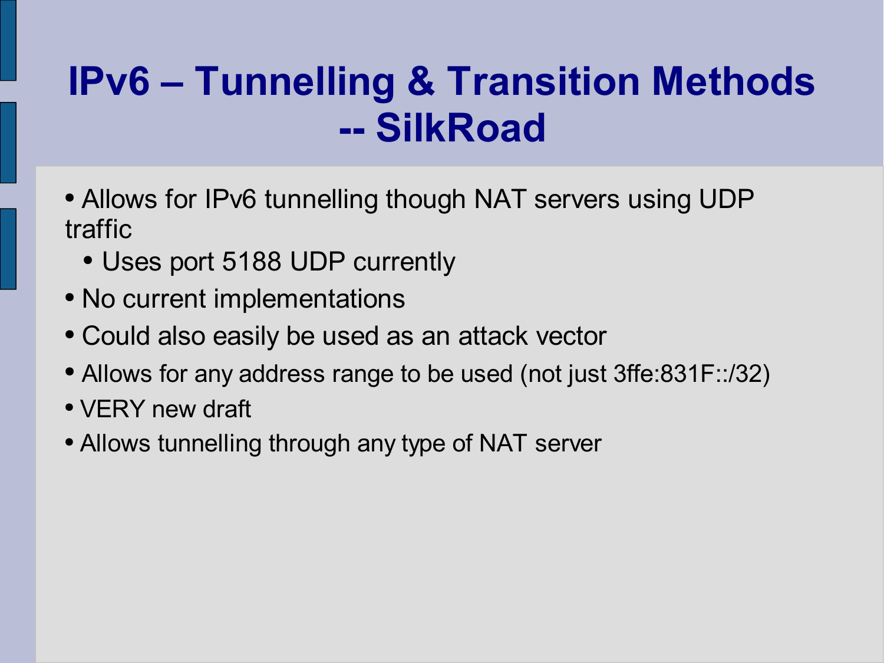# IPv6 – Tunnelling & Transition Methods -- SilkRoad

- Allows for IPv6 tunnelling though NAT servers using UDP traffic
  - Uses port 5188 UDP currently
- No current implementations
- Could also easily be used as an attack vector
- Allows for any address range to be used (not just 3ffe:831F::/32)
- VERY new draft
- Allows tunnelling through any type of NAT server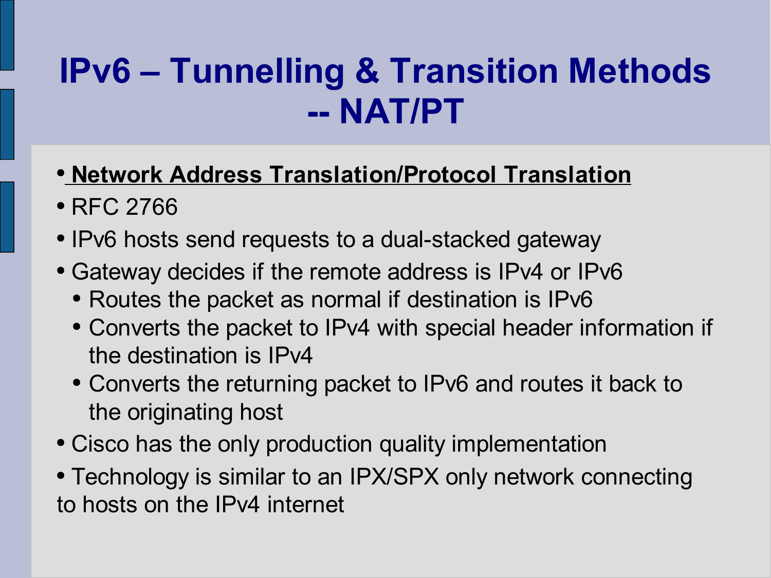# IPv6 – Tunnelling & Transition Methods -- NAT/PT

- **<u>Network Address Translation/Protocol Translation</u>**
- RFC 2766
- IPv6 hosts send requests to a dual-stacked gateway
- Gateway decides if the remote address is IPv4 or IPv6
  - Routes the packet as normal if destination is IPv6
  - Converts the packet to IPv4 with special header information if the destination is IPv4
  - Converts the returning packet to IPv6 and routes it back to the originating host
- Cisco has the only production quality implementation
- Technology is similar to an IPX/SPX only network connecting to hosts on the IPv4 internet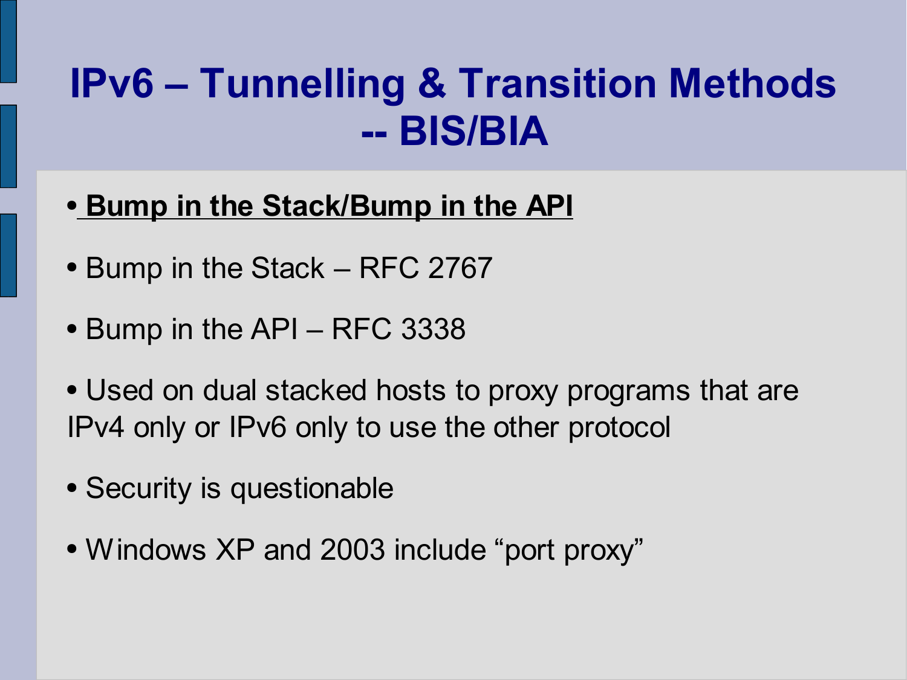# IPv6 – Tunnelling & Transition Methods -- BIS/BIA

- **Bump in the Stack/Bump in the API**
- Bump in the Stack – RFC 2767
- Bump in the API – RFC 3338
- Used on dual stacked hosts to proxy programs that are IPv4 only or IPv6 only to use the other protocol
- Security is questionable
- Windows XP and 2003 include “port proxy”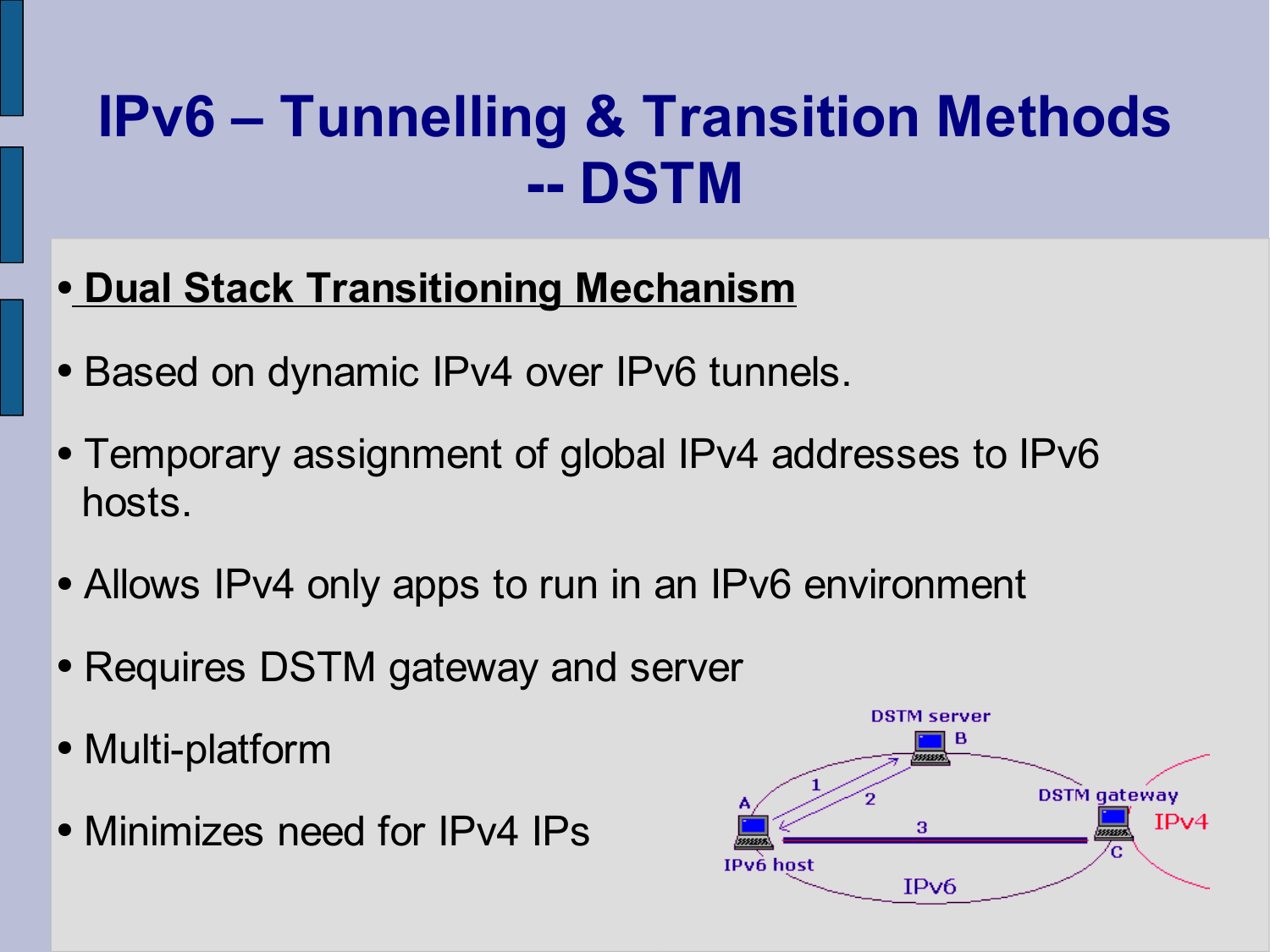# IPv6 – Tunnelling & Transition Methods -- DSTM

- **Dual Stack Transitioning Mechanism**
- Based on dynamic IPv4 over IPv6 tunnels.
- Temporary assignment of global IPv4 addresses to IPv6 hosts.
- Allows IPv4 only apps to run in an IPv6 environment
- Requires DSTM gateway and server
- Multi-platform
- Minimizes need for IPv4 IPs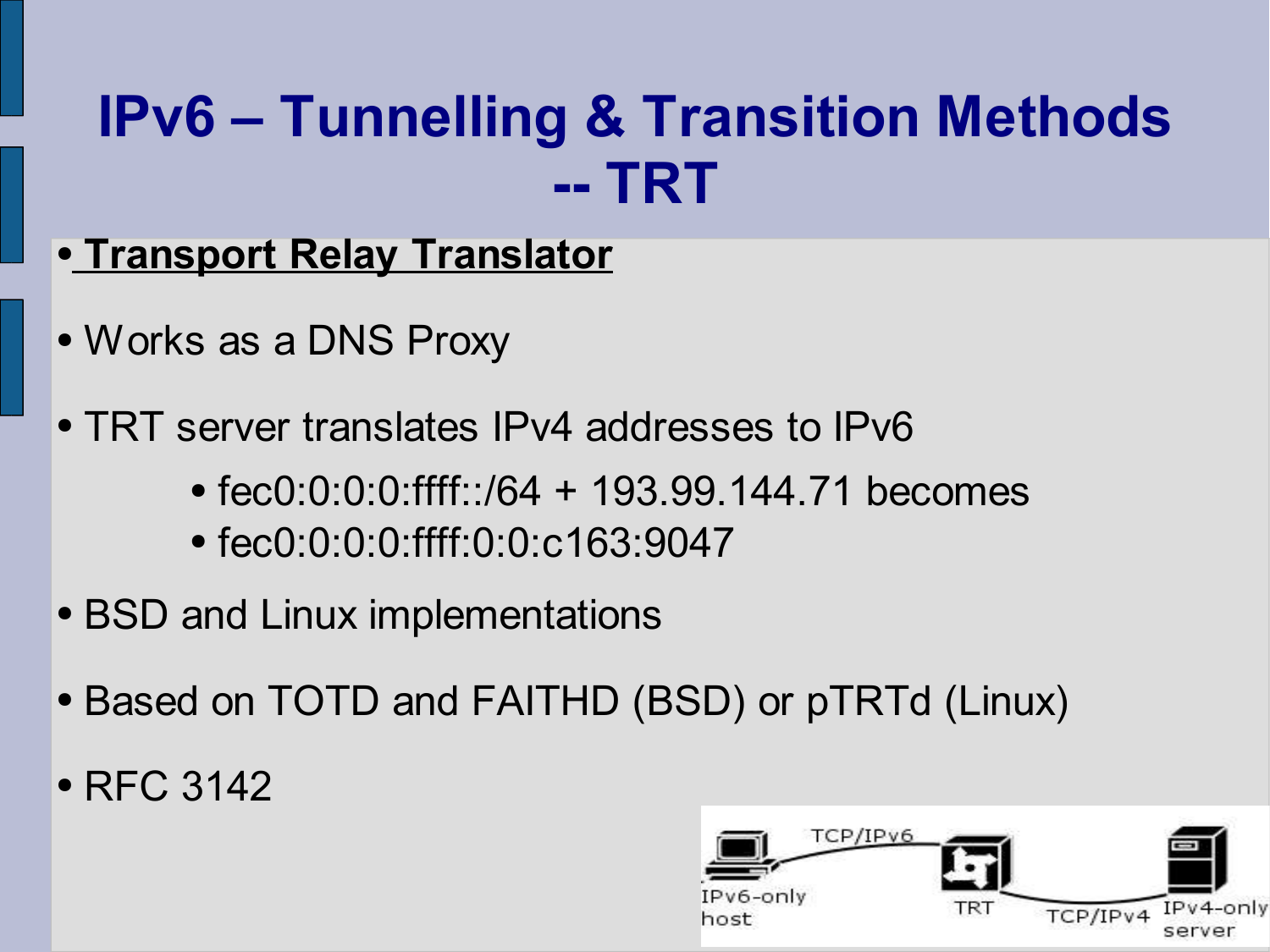# IPv6 – Tunnelling & Transition Methods -- TRT

- **Transport Relay Translator**
- Works as a DNS Proxy
- TRT server translates IPv4 addresses to IPv6
  - fec0:0:0:0:ffff::/64 + 193.99.144.71 becomes
  - fec0:0:0:0:ffff:0:0:c163:9047
- BSD and Linux implementations
- Based on TOTD and FAITHD (BSD) or pTRTd (Linux)
- RFC 3142

IPv6-only host — TCP/IPv6 — TRT — TCP/IPv4 — IPv4-only server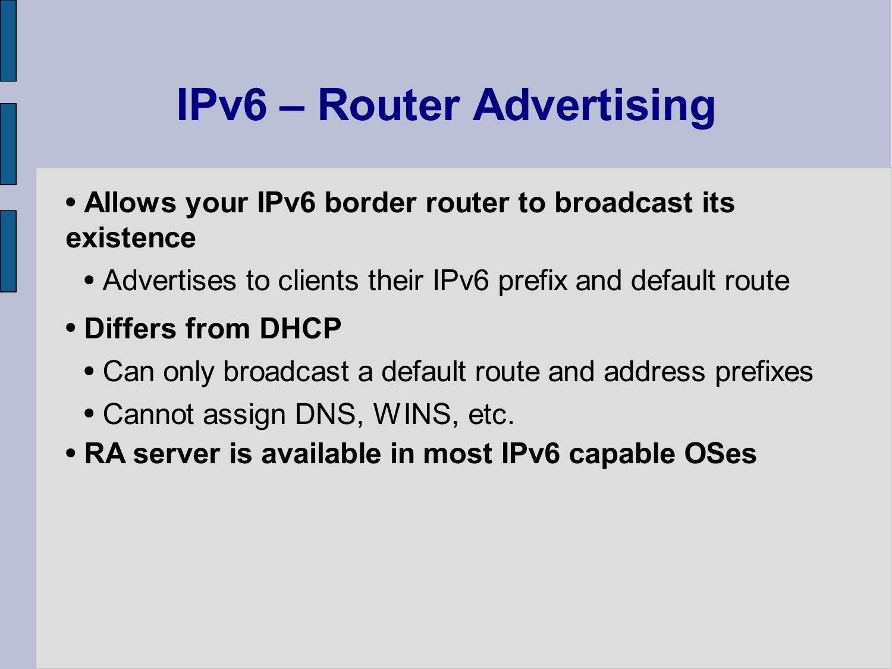# IPv6 – Router Advertising

- **Allows your IPv6 border router to broadcast its existence**
  - Advertises to clients their IPv6 prefix and default route
- **Differs from DHCP**
  - Can only broadcast a default route and address prefixes
  - Cannot assign DNS, WINS, etc.
- **RA server is available in most IPv6 capable OSes**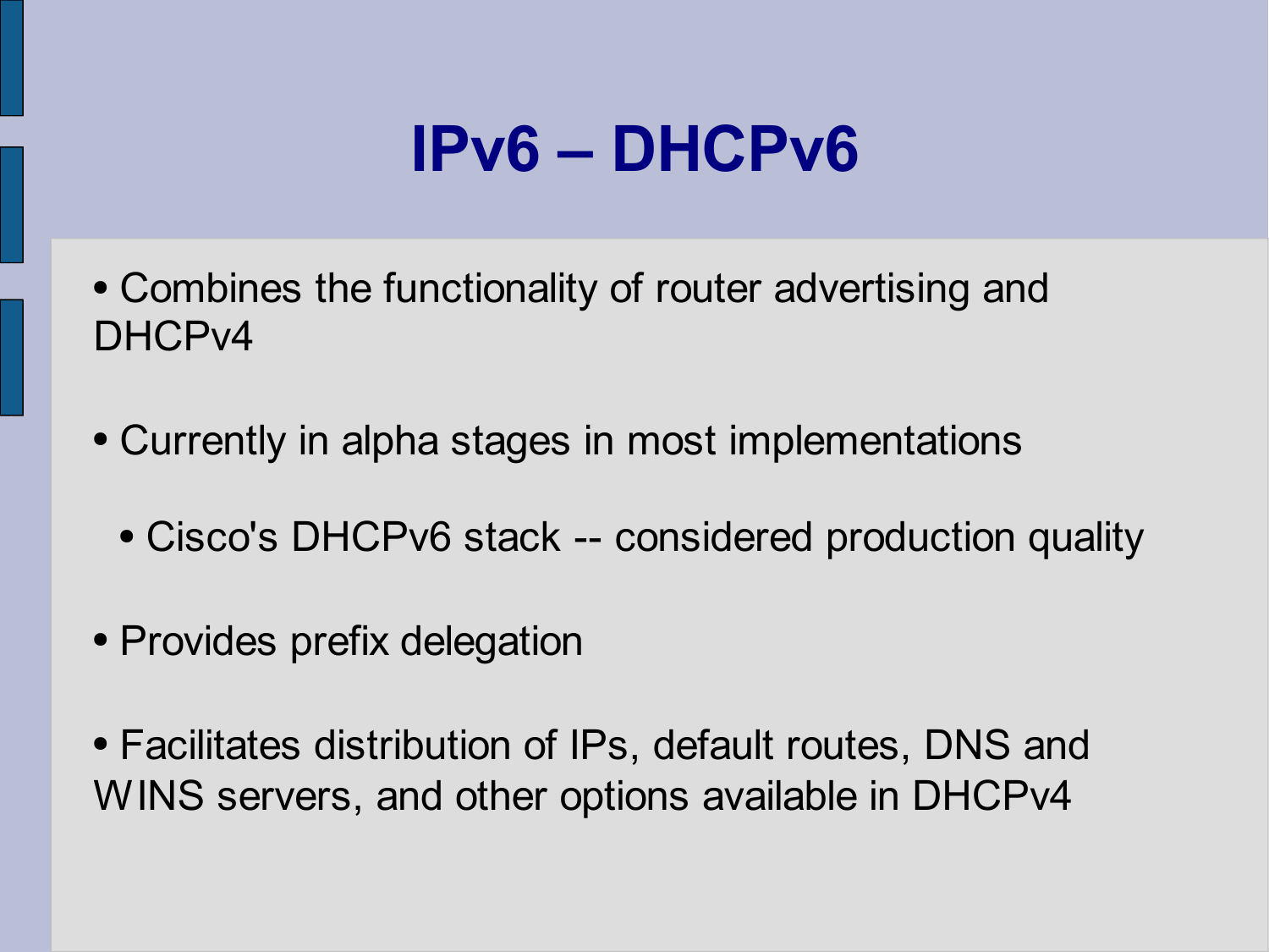# IPv6 – DHCPv6

- Combines the functionality of router advertising and DHCPv4
- Currently in alpha stages in most implementations
  - Cisco's DHCPv6 stack -- considered production quality
- Provides prefix delegation
- Facilitates distribution of IPs, default routes, DNS and WINS servers, and other options available in DHCPv4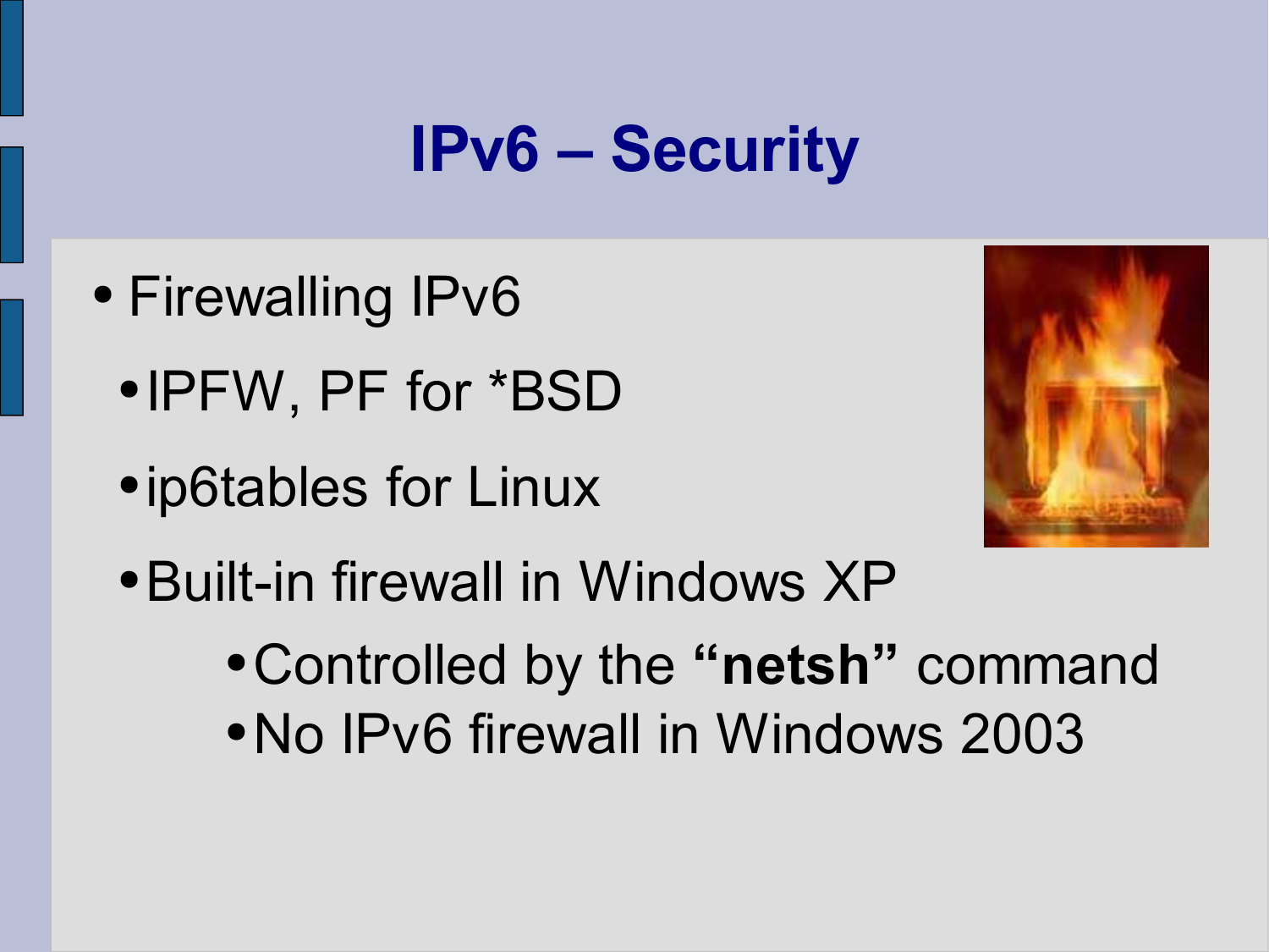# IPv6 – Security

- Firewalling IPv6
  - IPFW, PF for *BSD
  - ip6tables for Linux
  - Built-in firewall in Windows XP
    - Controlled by the **"netsh"** command
    - No IPv6 firewall in Windows 2003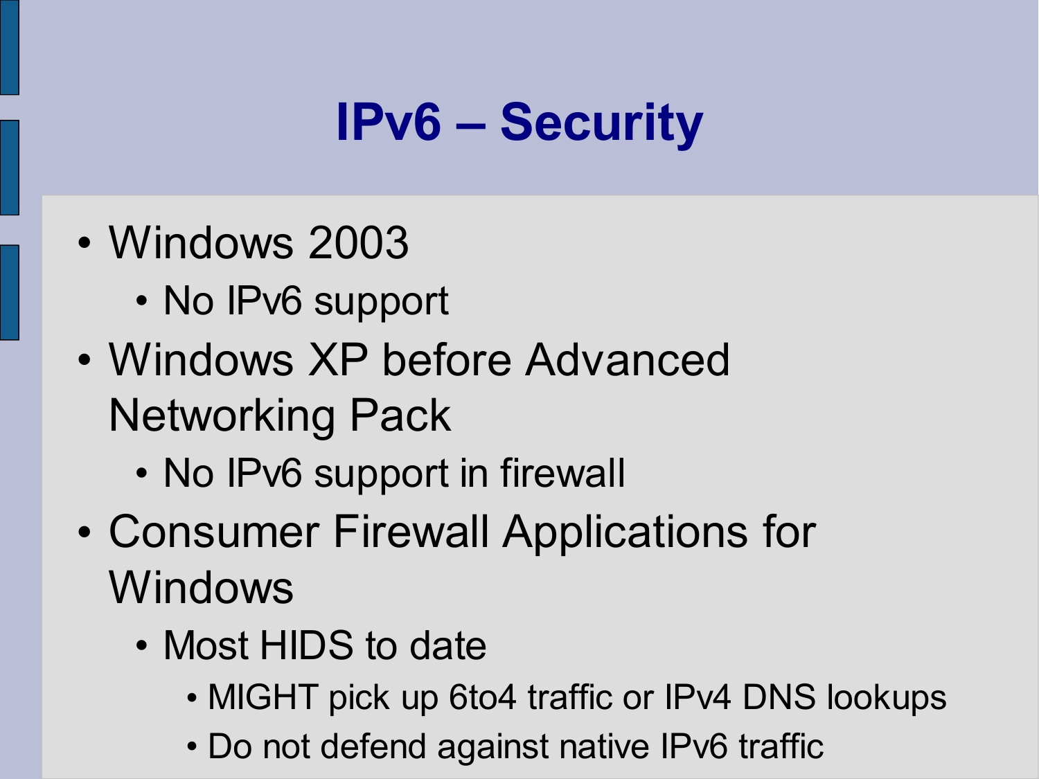# IPv6 – Security

- Windows 2003
  - No IPv6 support
- Windows XP before Advanced Networking Pack
  - No IPv6 support in firewall
- Consumer Firewall Applications for Windows
  - Most HIDS to date
    - MIGHT pick up 6to4 traffic or IPv4 DNS lookups
    - Do not defend against native IPv6 traffic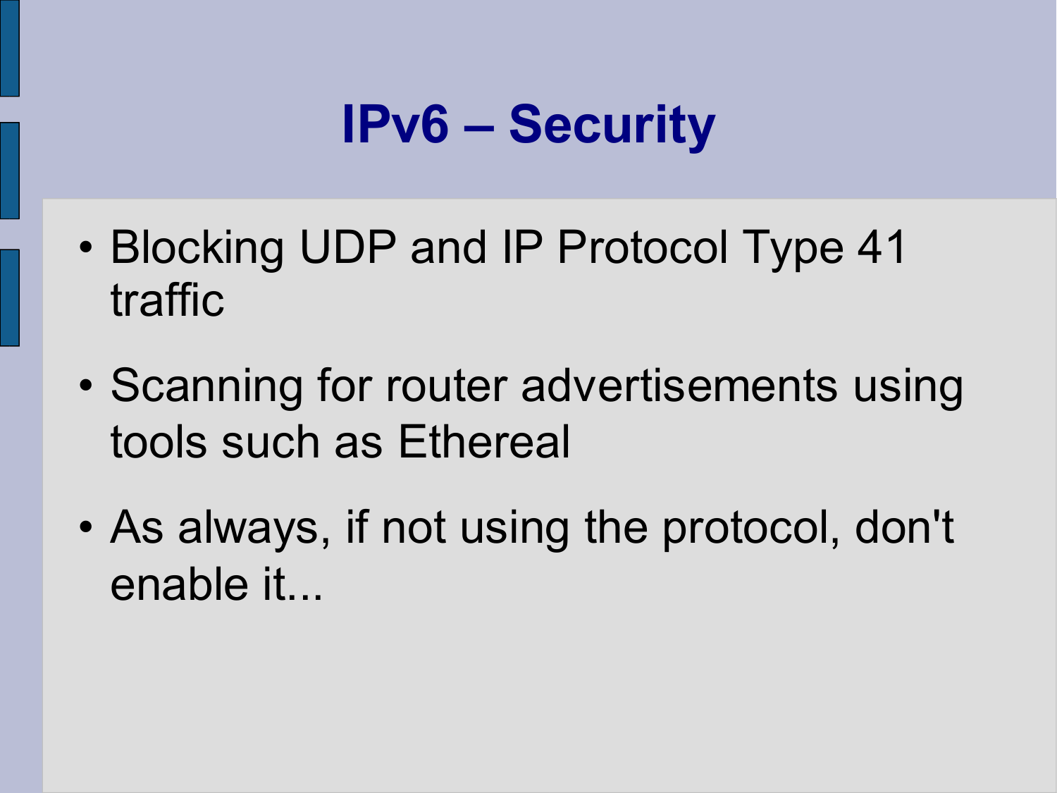# IPv6 – Security

- Blocking UDP and IP Protocol Type 41 traffic
- Scanning for router advertisements using tools such as Ethereal
- As always, if not using the protocol, don't enable it...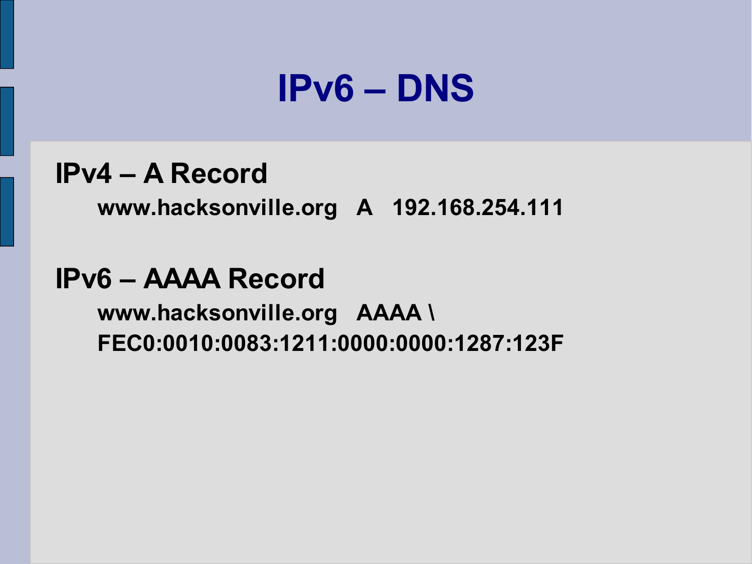# IPv6 – DNS

## IPv4 – A Record

**www.hacksonville.org A 192.168.254.111**

## IPv6 – AAAA Record

**www.hacksonville.org AAAA \**
**FEC0:0010:0083:1211:0000:0000:1287:123F**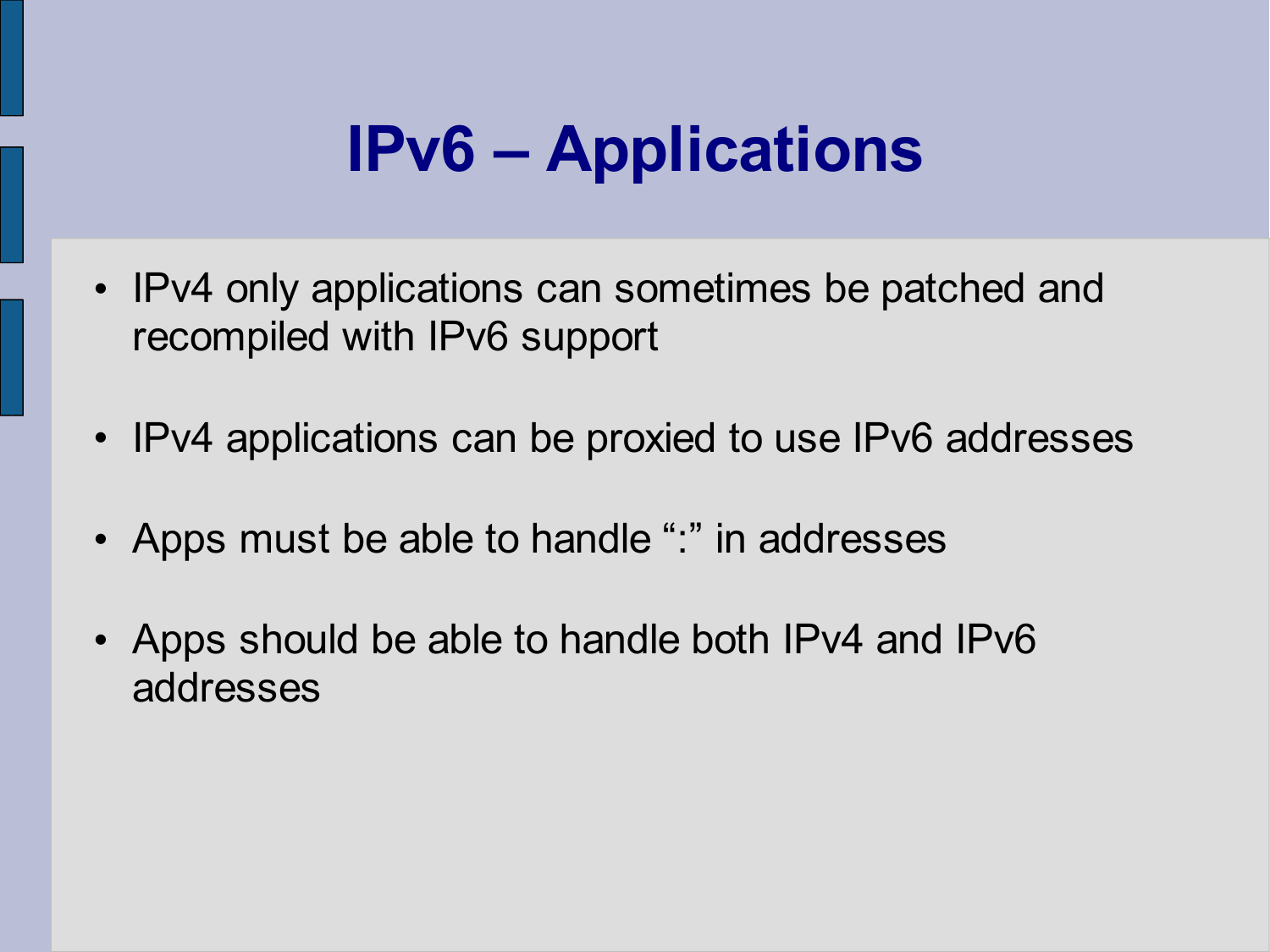# IPv6 – Applications

- IPv4 only applications can sometimes be patched and recompiled with IPv6 support
- IPv4 applications can be proxied to use IPv6 addresses
- Apps must be able to handle “:” in addresses
- Apps should be able to handle both IPv4 and IPv6 addresses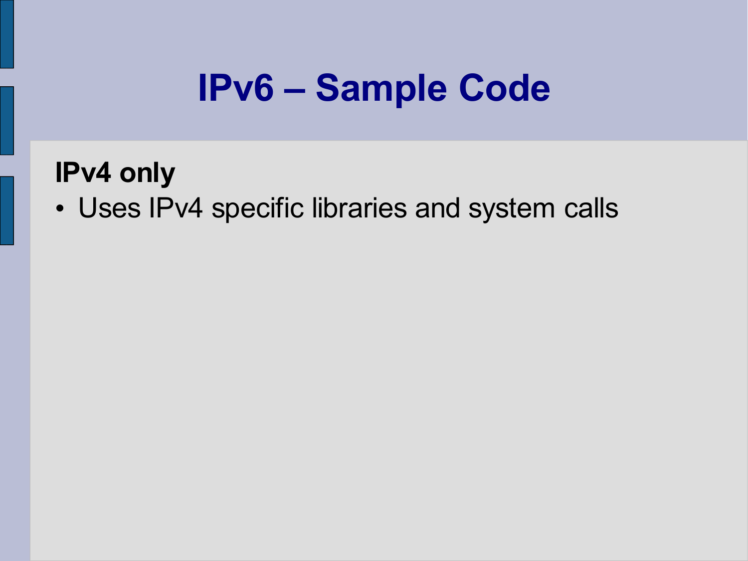# IPv6 – Sample Code

**IPv4 only**

- Uses IPv4 specific libraries and system calls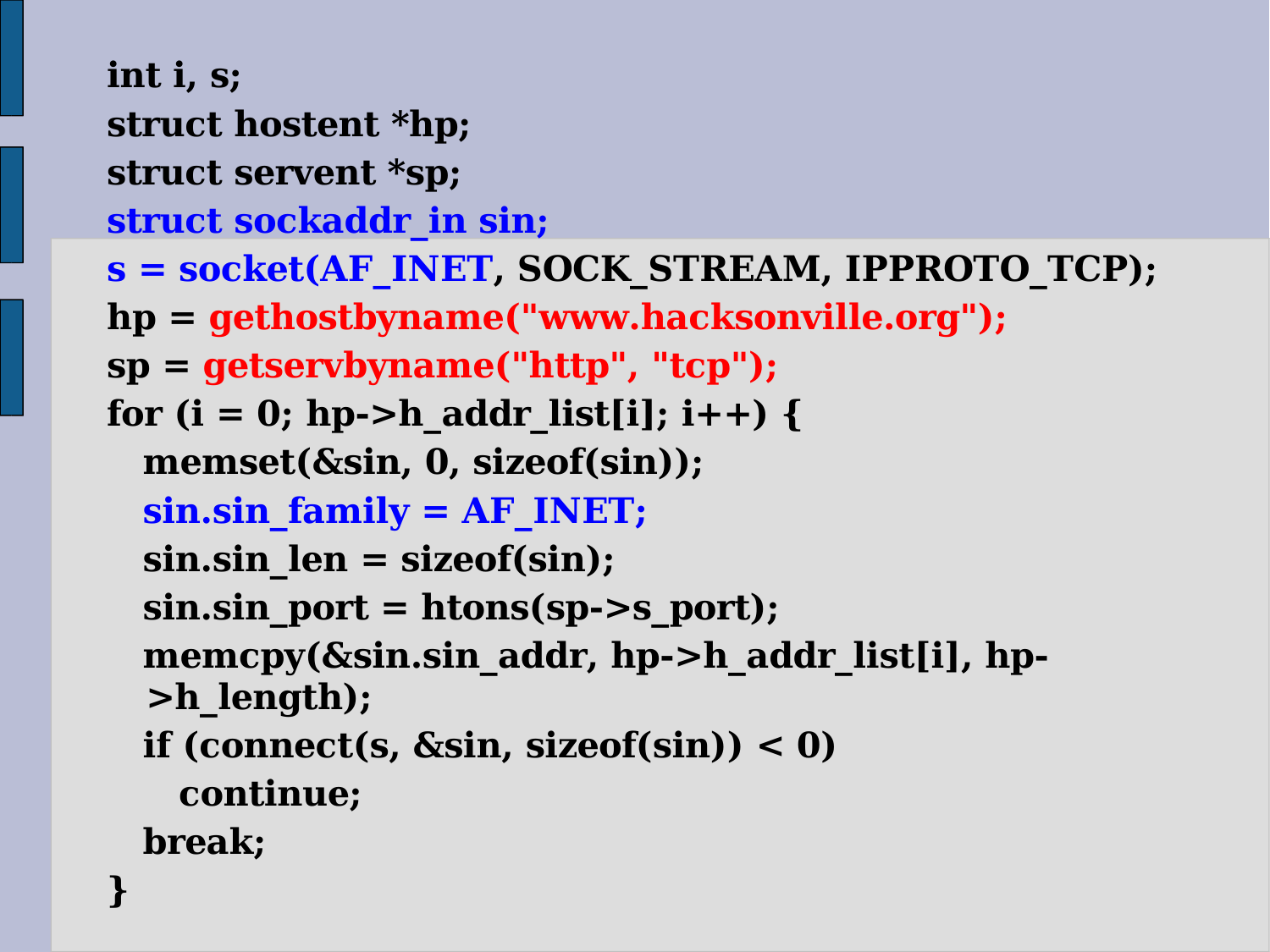```
int i, s;
struct hostent *hp;
struct servent *sp;
struct sockaddr_in sin;
s = socket(AF_INET, SOCK_STREAM, IPPROTO_TCP);
hp = gethostbyname("www.hacksonville.org");
sp = getservbyname("http", "tcp");
for (i = 0; hp->h_addr_list[i]; i++) {
   memset(&sin, 0, sizeof(sin));
   sin.sin_family = AF_INET;
   sin.sin_len = sizeof(sin);
   sin.sin_port = htons(sp->s_port);
   memcpy(&sin.sin_addr, hp->h_addr_list[i], hp->h_length);
   if (connect(s, &sin, sizeof(sin)) < 0)
      continue;
   break;
}
```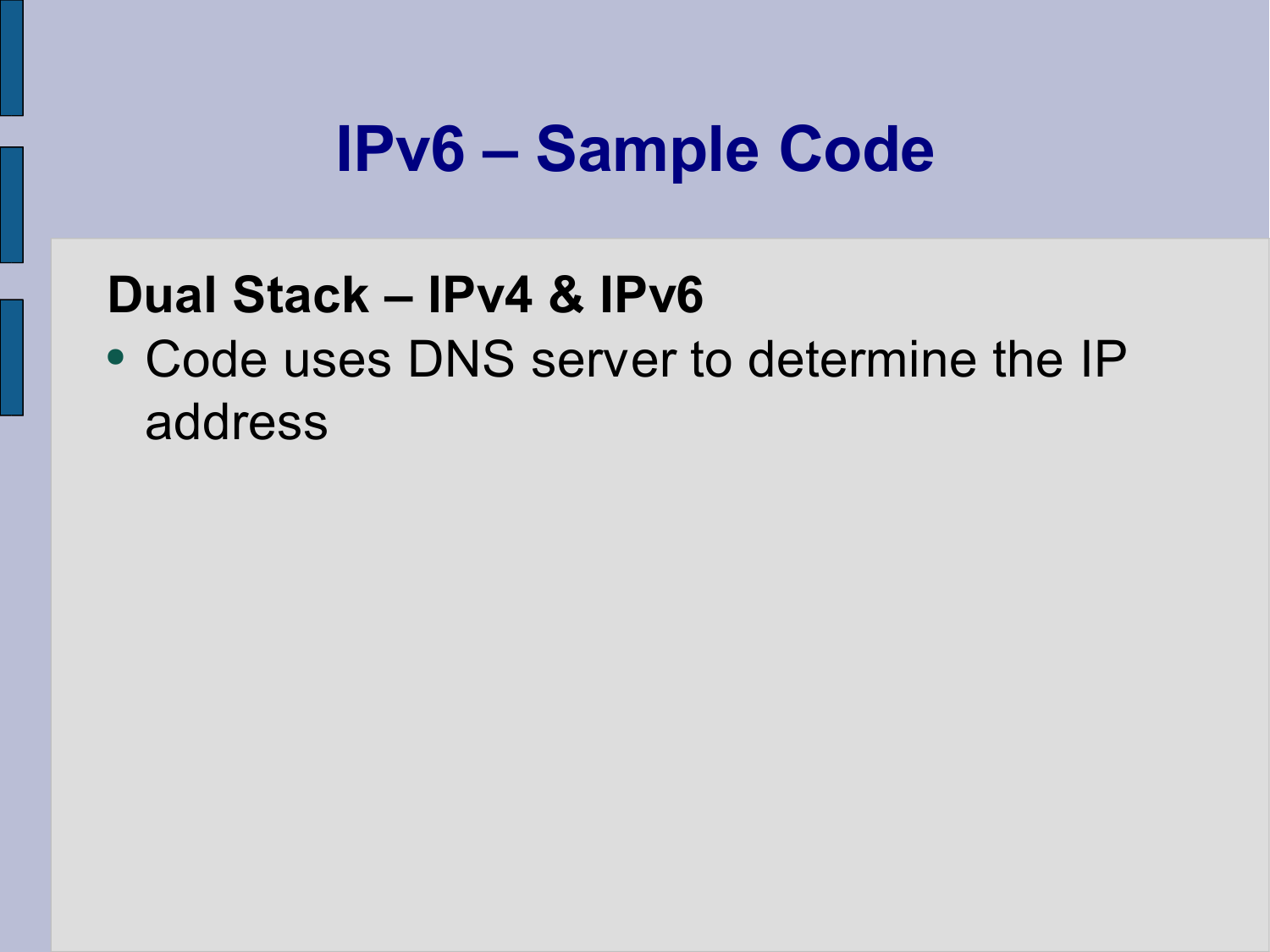# IPv6 – Sample Code

**Dual Stack – IPv4 & IPv6**

- Code uses DNS server to determine the IP address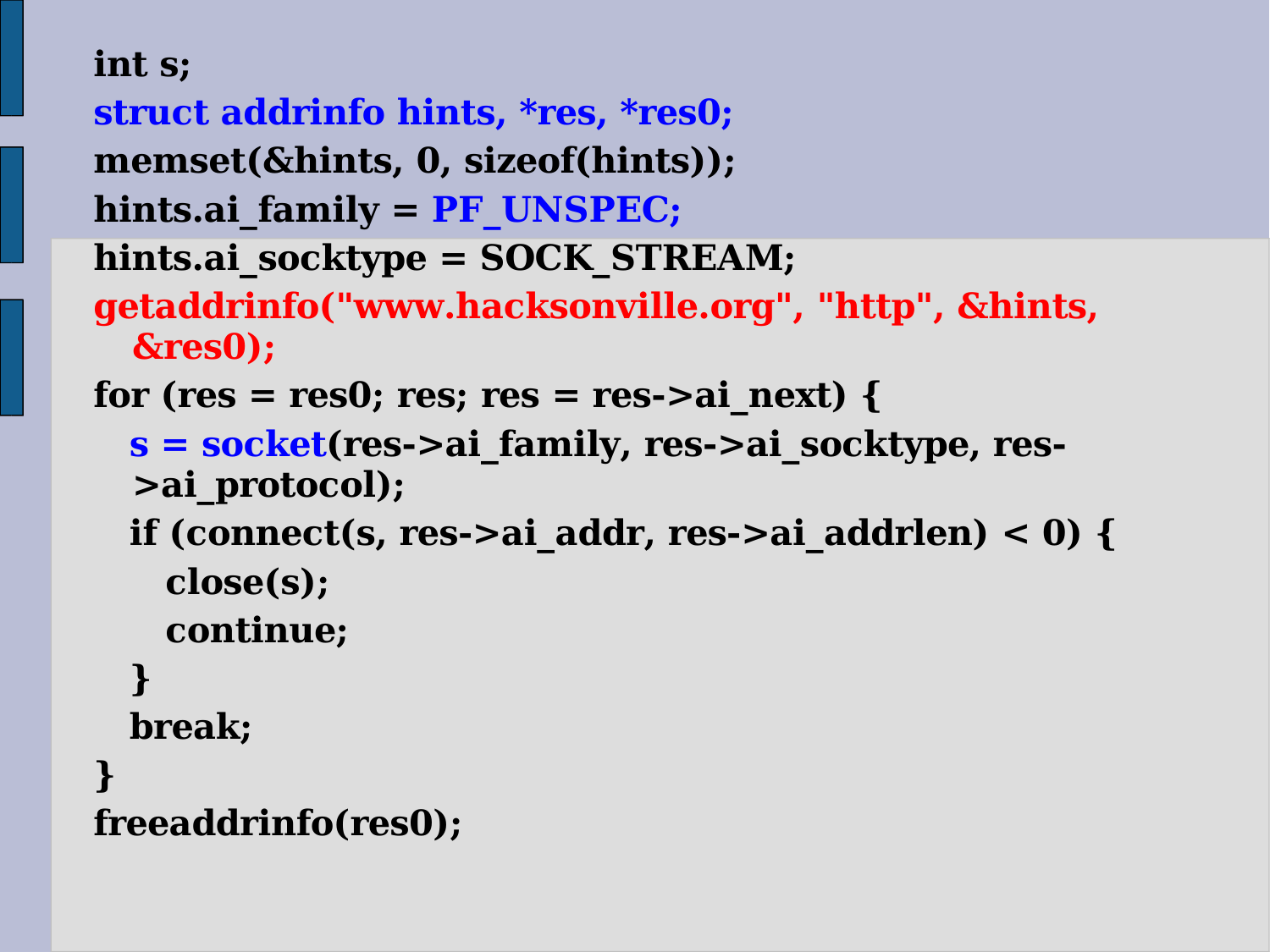```c
int s;
struct addrinfo hints, *res, *res0;
memset(&hints, 0, sizeof(hints));
hints.ai_family = PF_UNSPEC;
hints.ai_socktype = SOCK_STREAM;
getaddrinfo("www.hacksonville.org", "http", &hints,
   &res0);
for (res = res0; res; res = res->ai_next) {
   s = socket(res->ai_family, res->ai_socktype, res->ai_protocol);
   if (connect(s, res->ai_addr, res->ai_addrlen) < 0) {
      close(s);
      continue;
   }
   break;
}
freeaddrinfo(res0);
```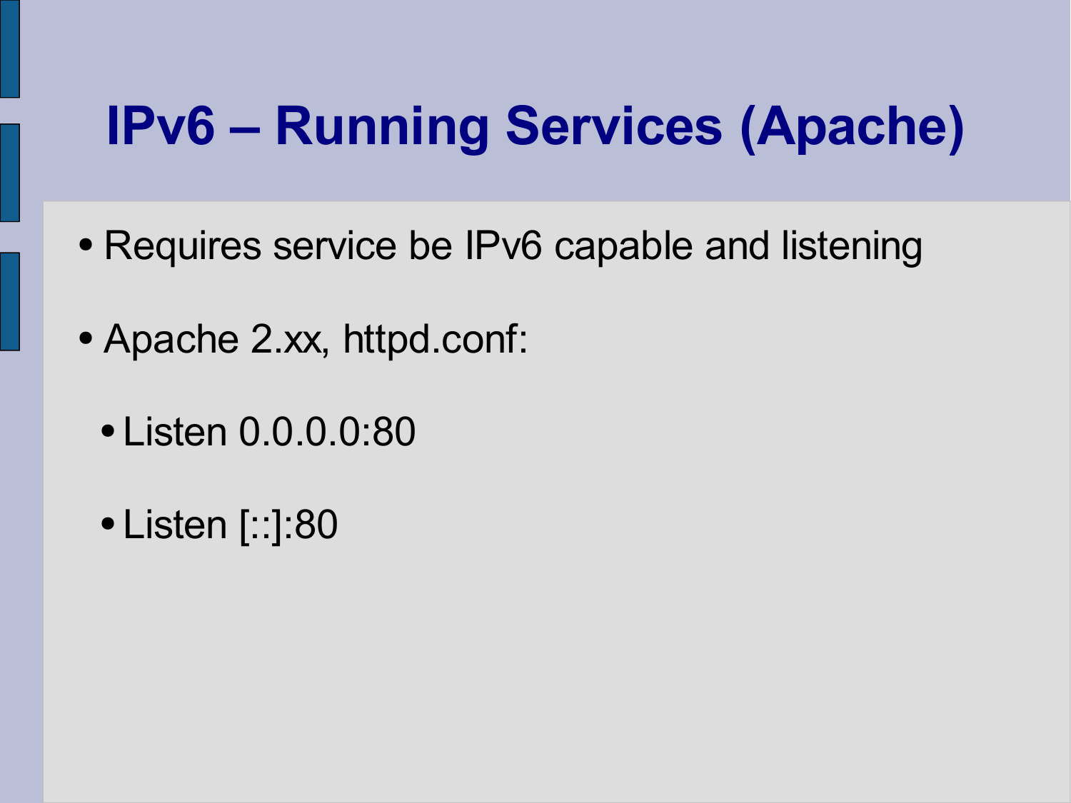# IPv6 – Running Services (Apache)

- Requires service be IPv6 capable and listening
- Apache 2.xx, httpd.conf:
  - Listen 0.0.0.0:80
  - Listen [::]:80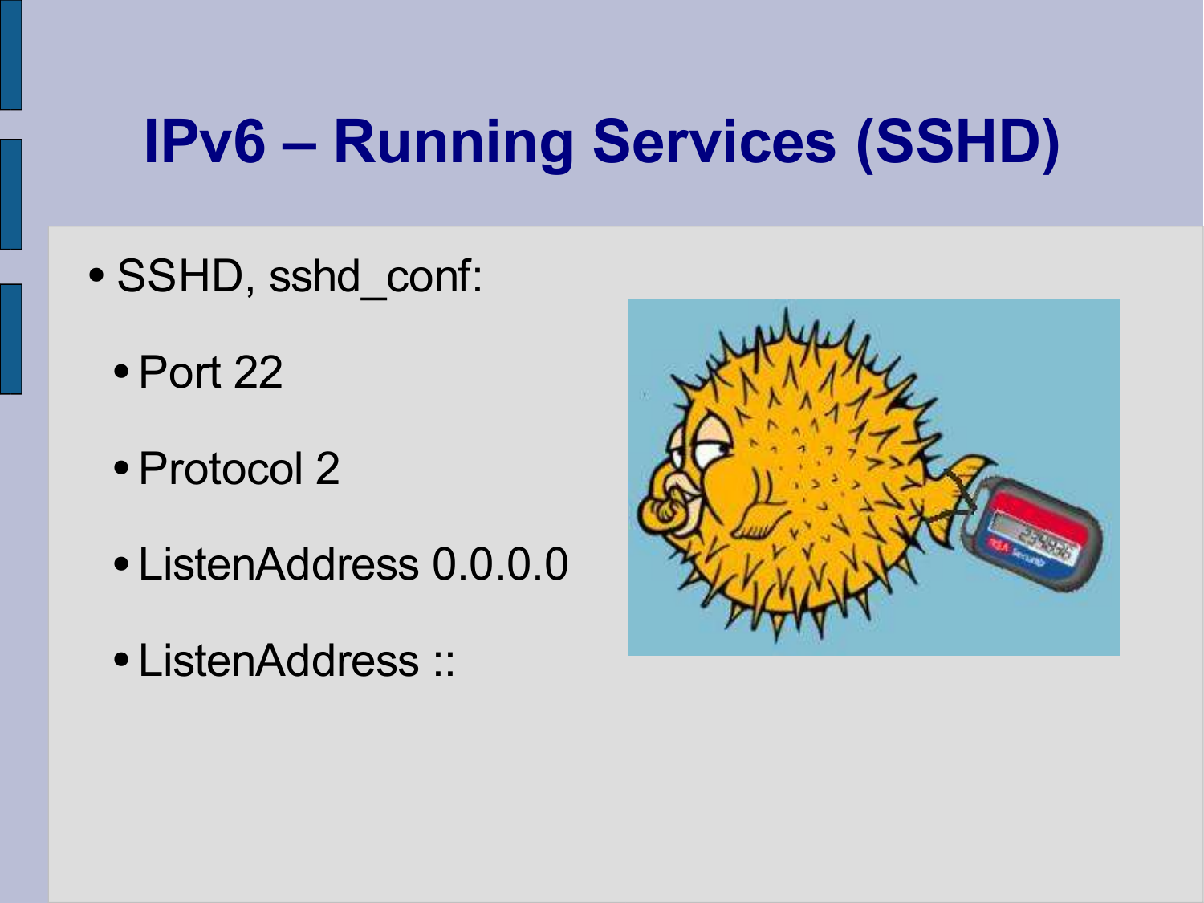# IPv6 – Running Services (SSHD)

- SSHD, sshd_conf:
  - Port 22
  - Protocol 2
  - ListenAddress 0.0.0.0
  - ListenAddress ::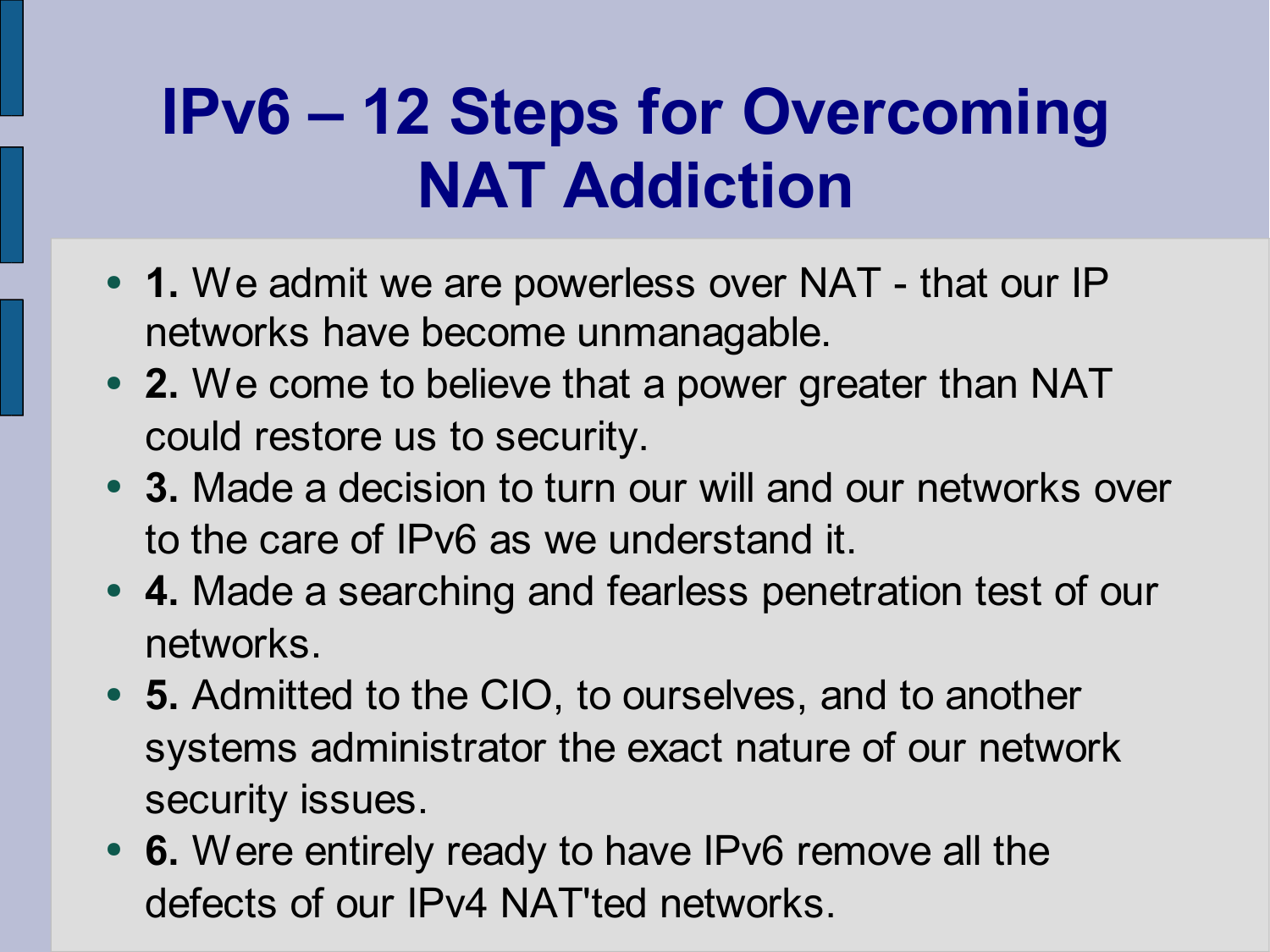# IPv6 – 12 Steps for Overcoming NAT Addiction

- **1.** We admit we are powerless over NAT - that our IP networks have become unmanagable.
- **2.** We come to believe that a power greater than NAT could restore us to security.
- **3.** Made a decision to turn our will and our networks over to the care of IPv6 as we understand it.
- **4.** Made a searching and fearless penetration test of our networks.
- **5.** Admitted to the CIO, to ourselves, and to another systems administrator the exact nature of our network security issues.
- **6.** Were entirely ready to have IPv6 remove all the defects of our IPv4 NAT'ted networks.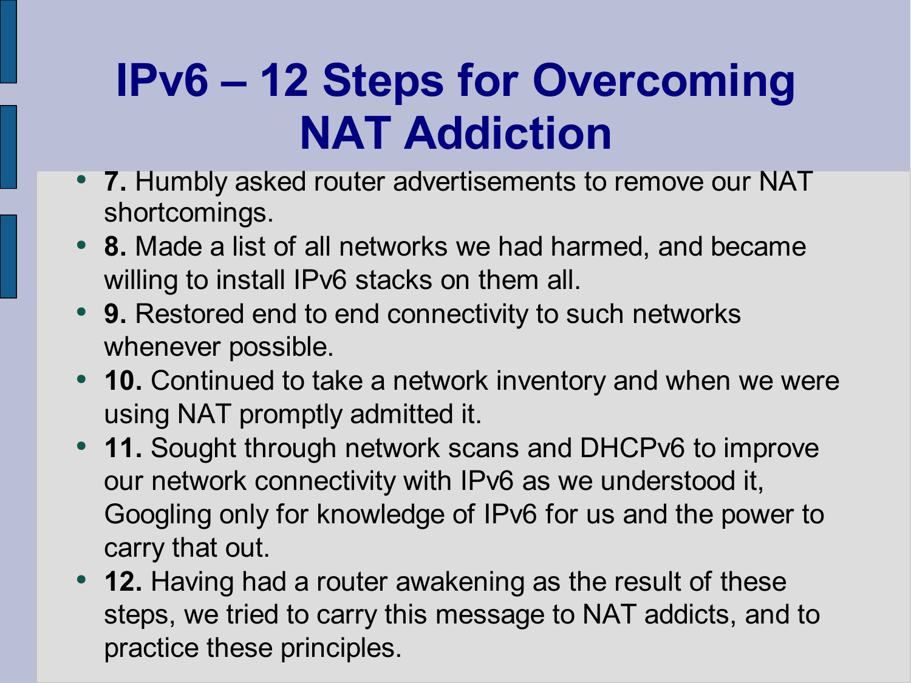# IPv6 – 12 Steps for Overcoming NAT Addiction

- **7.** Humbly asked router advertisements to remove our NAT shortcomings.
- **8.** Made a list of all networks we had harmed, and became willing to install IPv6 stacks on them all.
- **9.** Restored end to end connectivity to such networks whenever possible.
- **10.** Continued to take a network inventory and when we were using NAT promptly admitted it.
- **11.** Sought through network scans and DHCPv6 to improve our network connectivity with IPv6 as we understood it, Googling only for knowledge of IPv6 for us and the power to carry that out.
- **12.** Having had a router awakening as the result of these steps, we tried to carry this message to NAT addicts, and to practice these principles.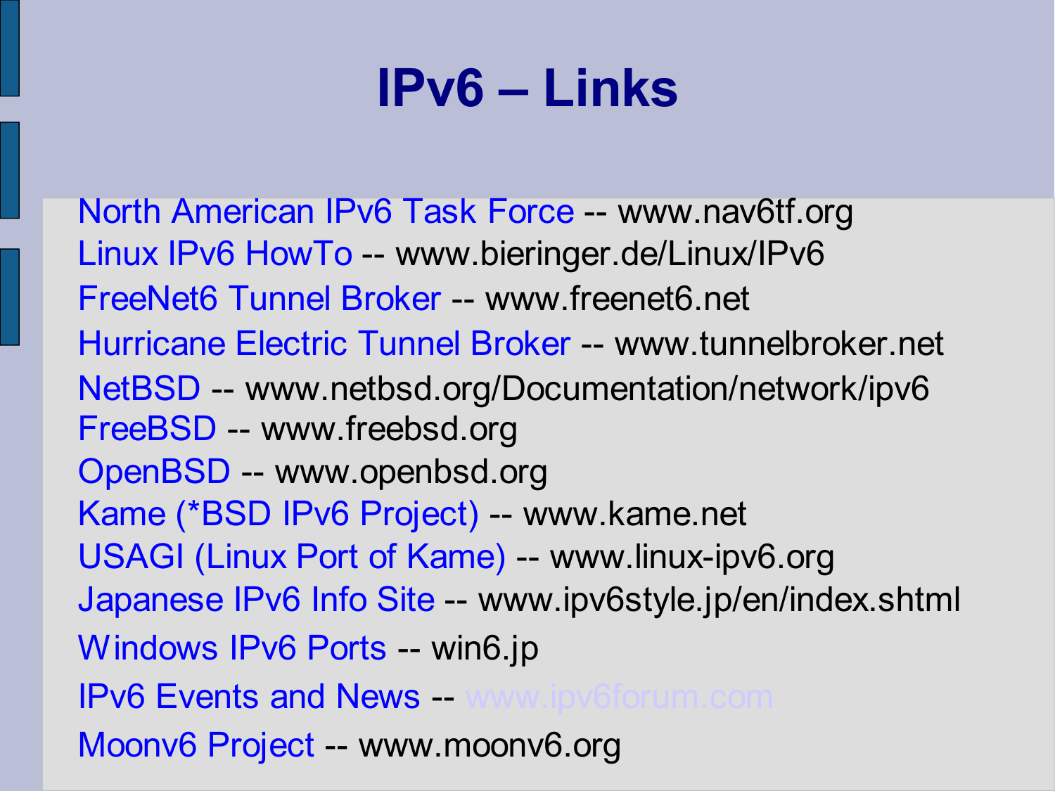# IPv6 – Links

North American IPv6 Task Force -- www.nav6tf.org

Linux IPv6 HowTo -- www.bieringer.de/Linux/IPv6

FreeNet6 Tunnel Broker -- www.freenet6.net

Hurricane Electric Tunnel Broker -- www.tunnelbroker.net

NetBSD -- www.netbsd.org/Documentation/network/ipv6

FreeBSD -- www.freebsd.org

OpenBSD -- www.openbsd.org

Kame (*BSD IPv6 Project) -- www.kame.net

USAGI (Linux Port of Kame) -- www.linux-ipv6.org

Japanese IPv6 Info Site -- www.ipv6style.jp/en/index.shtml

Windows IPv6 Ports -- win6.jp

IPv6 Events and News -- www.ipv6forum.com

Moonv6 Project -- www.moonv6.org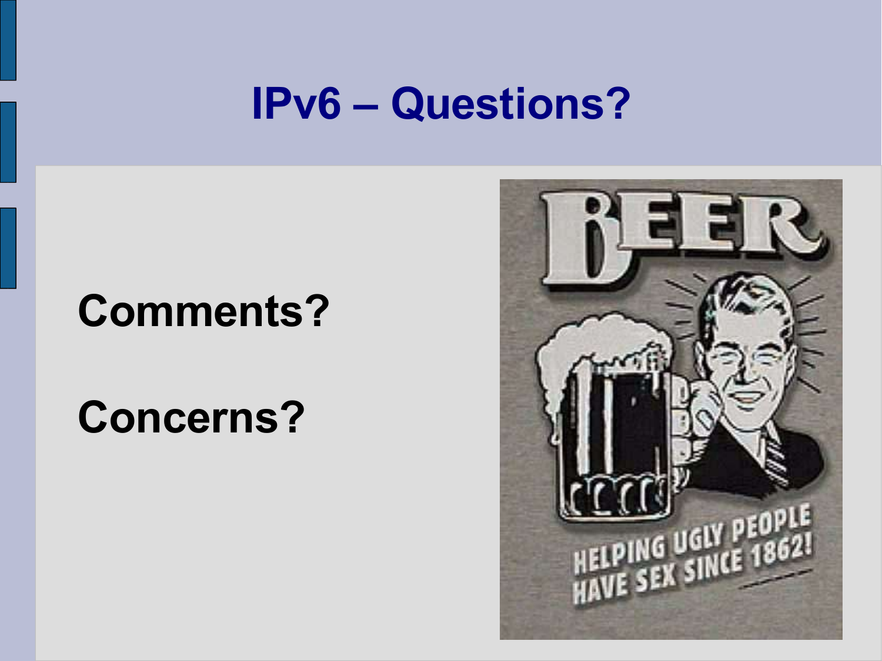# IPv6 – Questions?

**Comments?**

**Concerns?**